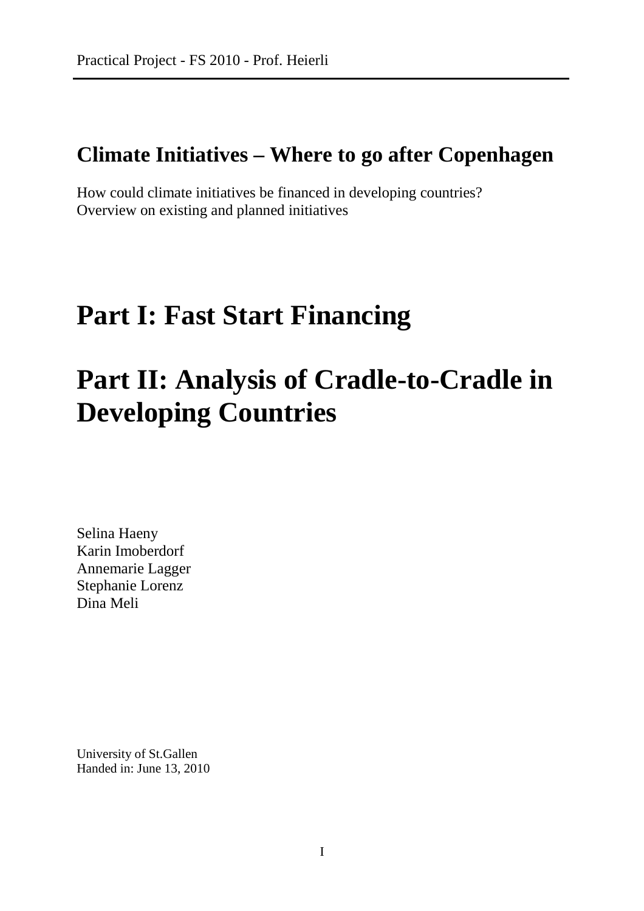Practical Project - FS 2010 - Prof. Heierli

## Climate Initiatives – Where to go after Copenhagen

How could climate initiatives be financed in developing countries?
Overview on existing and planned initiatives

# Part I: Fast Start Financing

# Part II: Analysis of Cradle-to-Cradle in Developing Countries

Selina Haeny
Karin Imoberdorf
Annemarie Lagger
Stephanie Lorenz
Dina Meli

University of St.Gallen
Handed in: June 13, 2010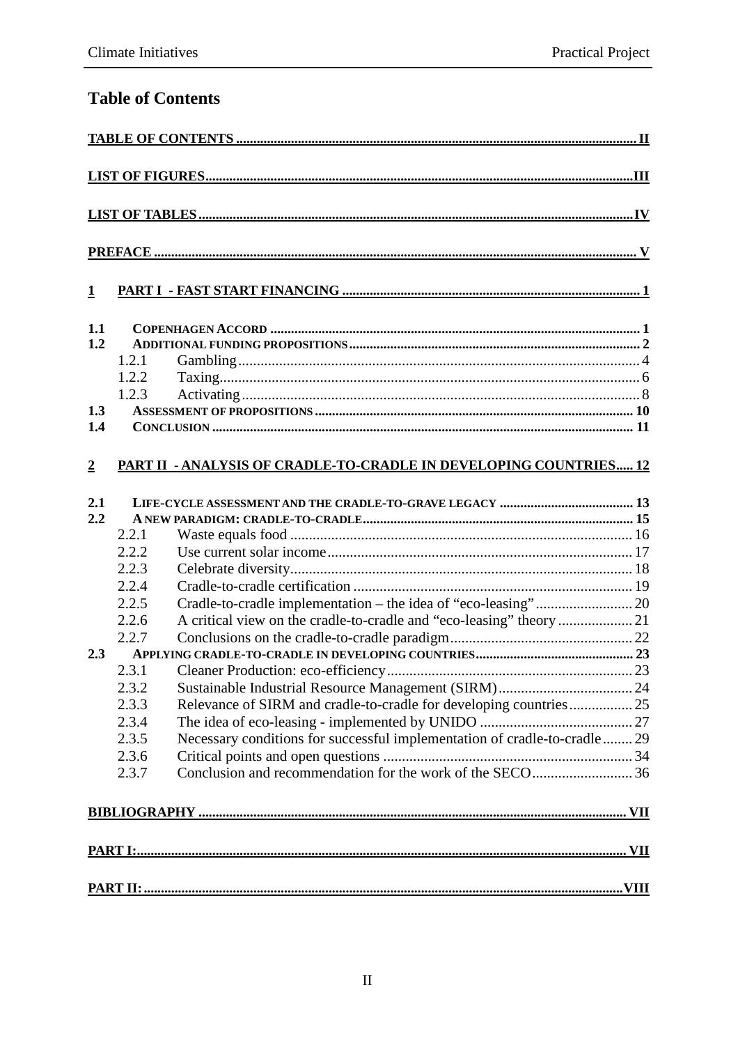# Table of Contents

TABLE OF CONTENTS ..... II

LIST OF FIGURES ..... III

LIST OF TABLES ..... IV

PREFACE ..... V

1 PART I - FAST START FINANCING ..... 1

- 1.1 COPENHAGEN ACCORD ..... 1
- 1.2 ADDITIONAL FUNDING PROPOSITIONS ..... 2
  - 1.2.1 Gambling ..... 4
  - 1.2.2 Taxing ..... 6
  - 1.2.3 Activating ..... 8
- 1.3 ASSESSMENT OF PROPOSITIONS ..... 10
- 1.4 CONCLUSION ..... 11

2 PART II - ANALYSIS OF CRADLE-TO-CRADLE IN DEVELOPING COUNTRIES ..... 12

- 2.1 LIFE-CYCLE ASSESSMENT AND THE CRADLE-TO-GRAVE LEGACY ..... 13
- 2.2 A NEW PARADIGM: CRADLE-TO-CRADLE ..... 15
  - 2.2.1 Waste equals food ..... 16
  - 2.2.2 Use current solar income ..... 17
  - 2.2.3 Celebrate diversity ..... 18
  - 2.2.4 Cradle-to-cradle certification ..... 19
  - 2.2.5 Cradle-to-cradle implementation – the idea of "eco-leasing" ..... 20
  - 2.2.6 A critical view on the cradle-to-cradle and "eco-leasing" theory ..... 21
  - 2.2.7 Conclusions on the cradle-to-cradle paradigm ..... 22
- 2.3 APPLYING CRADLE-TO-CRADLE IN DEVELOPING COUNTRIES ..... 23
  - 2.3.1 Cleaner Production: eco-efficiency ..... 23
  - 2.3.2 Sustainable Industrial Resource Management (SIRM) ..... 24
  - 2.3.3 Relevance of SIRM and cradle-to-cradle for developing countries ..... 25
  - 2.3.4 The idea of eco-leasing - implemented by UNIDO ..... 27
  - 2.3.5 Necessary conditions for successful implementation of cradle-to-cradle ..... 29
  - 2.3.6 Critical points and open questions ..... 34
  - 2.3.7 Conclusion and recommendation for the work of the SECO ..... 36

BIBLIOGRAPHY ..... VII

PART I: ..... VII

PART II: ..... VIII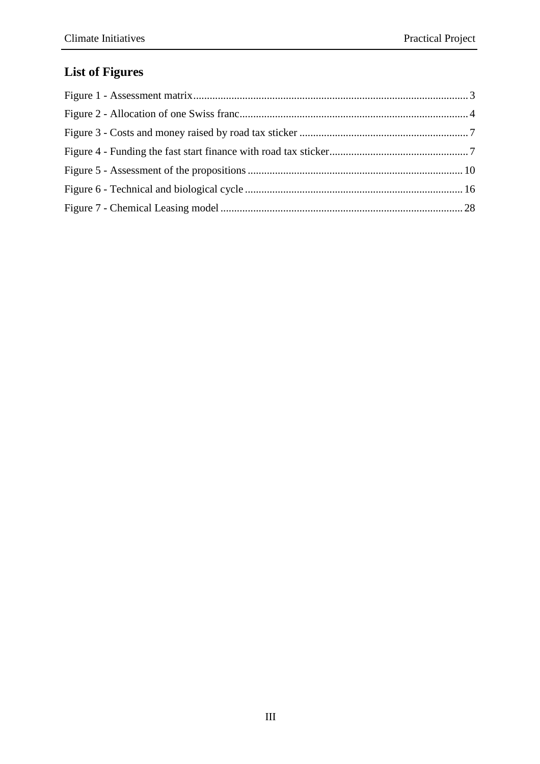## List of Figures

Figure 1 - Assessment matrix ..... 3
Figure 2 - Allocation of one Swiss franc ..... 4
Figure 3 - Costs and money raised by road tax sticker ..... 7
Figure 4 - Funding the fast start finance with road tax sticker ..... 7
Figure 5 - Assessment of the propositions ..... 10
Figure 6 - Technical and biological cycle ..... 16
Figure 7 - Chemical Leasing model ..... 28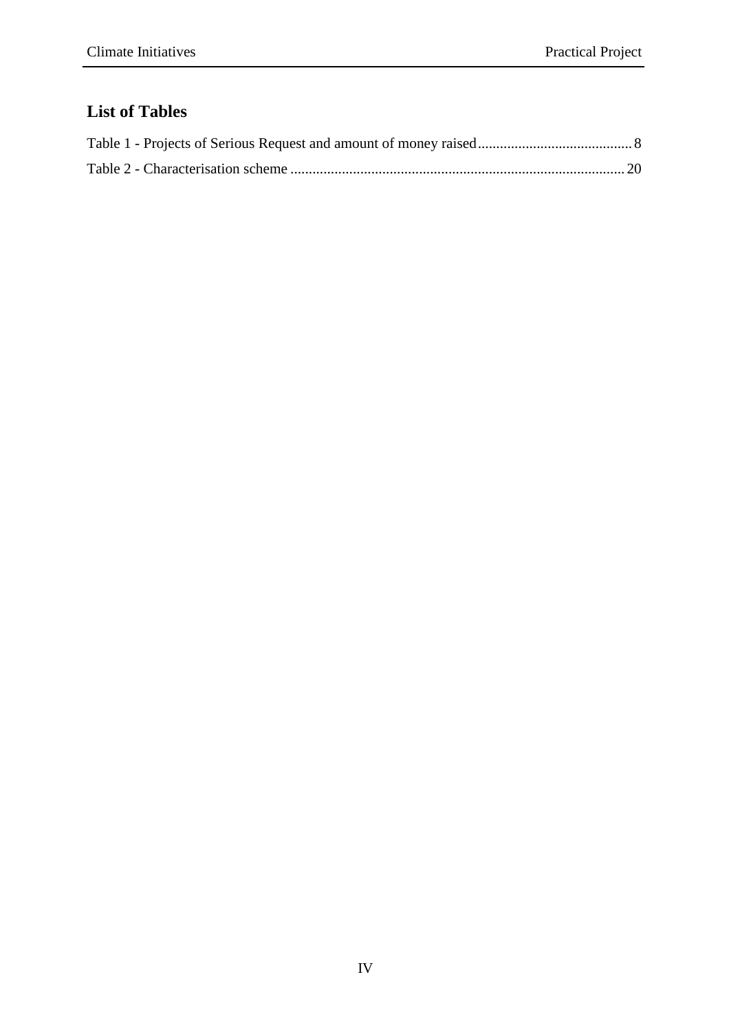## List of Tables

Table 1 - Projects of Serious Request and amount of money raised .......................................... 8

Table 2 - Characterisation scheme .......................................................................................... 20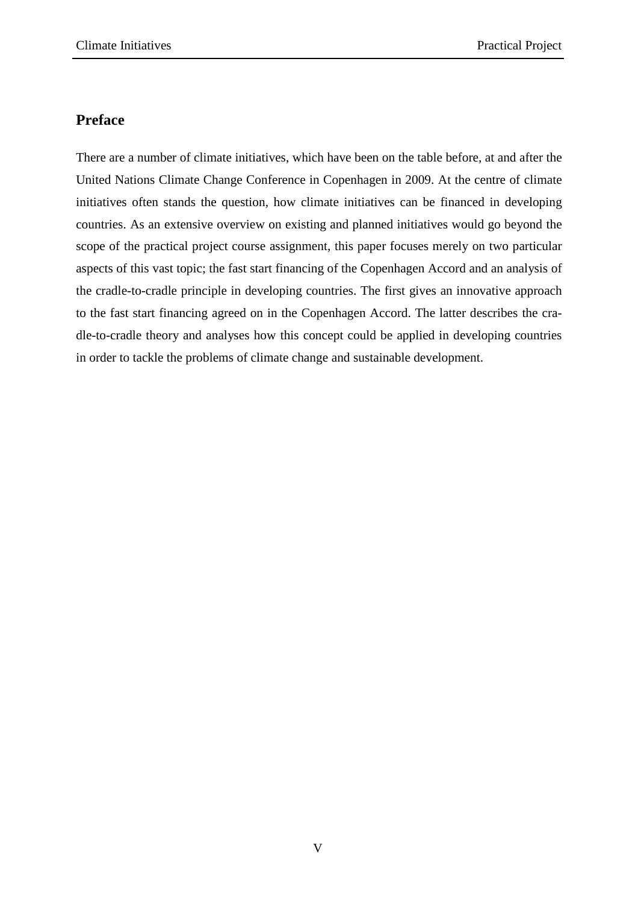## Preface

There are a number of climate initiatives, which have been on the table before, at and after the United Nations Climate Change Conference in Copenhagen in 2009. At the centre of climate initiatives often stands the question, how climate initiatives can be financed in developing countries. As an extensive overview on existing and planned initiatives would go beyond the scope of the practical project course assignment, this paper focuses merely on two particular aspects of this vast topic; the fast start financing of the Copenhagen Accord and an analysis of the cradle-to-cradle principle in developing countries. The first gives an innovative approach to the fast start financing agreed on in the Copenhagen Accord. The latter describes the cradle-to-cradle theory and analyses how this concept could be applied in developing countries in order to tackle the problems of climate change and sustainable development.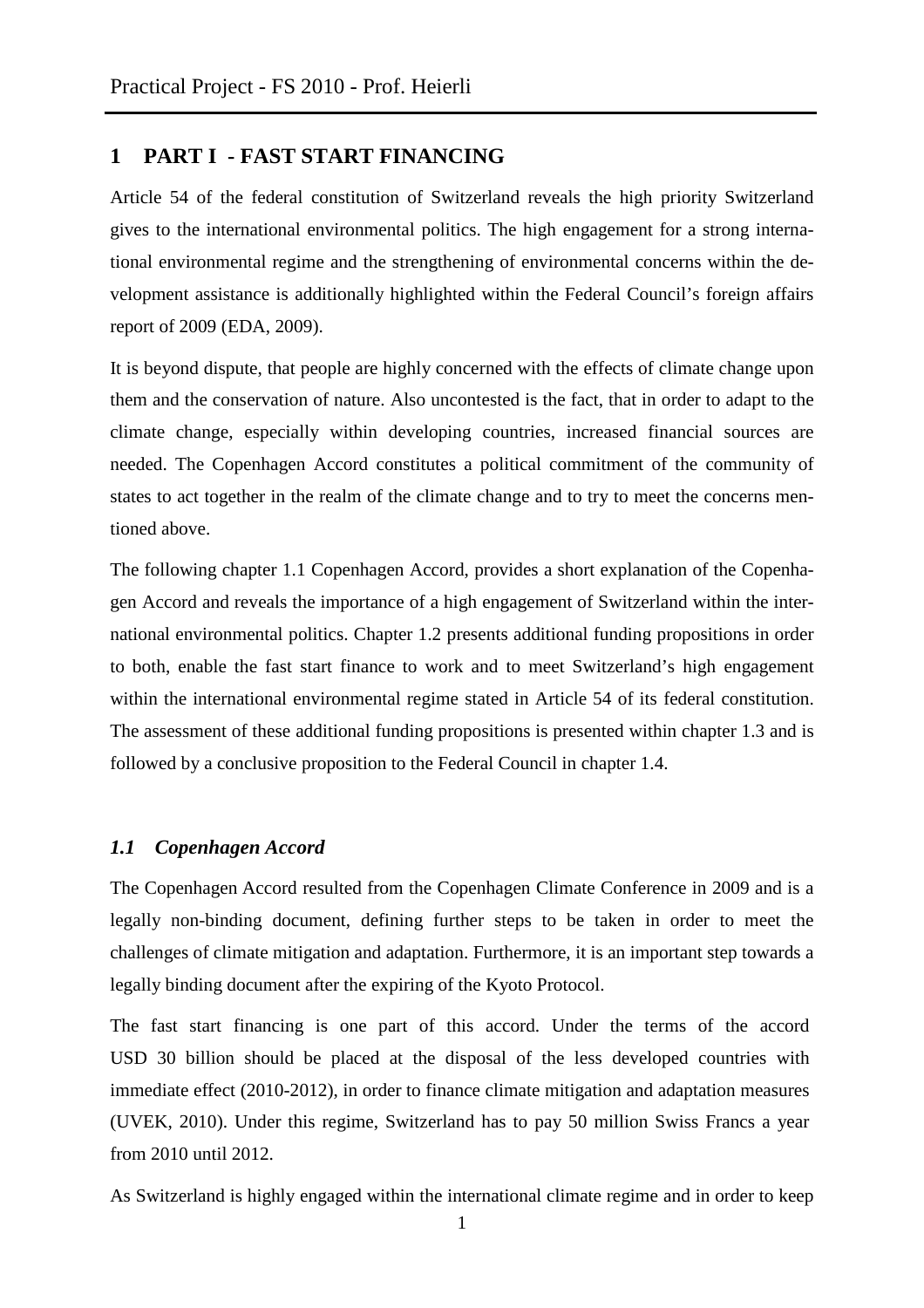# 1 PART I - FAST START FINANCING

Article 54 of the federal constitution of Switzerland reveals the high priority Switzerland gives to the international environmental politics. The high engagement for a strong international environmental regime and the strengthening of environmental concerns within the development assistance is additionally highlighted within the Federal Council's foreign affairs report of 2009 (EDA, 2009).

It is beyond dispute, that people are highly concerned with the effects of climate change upon them and the conservation of nature. Also uncontested is the fact, that in order to adapt to the climate change, especially within developing countries, increased financial sources are needed. The Copenhagen Accord constitutes a political commitment of the community of states to act together in the realm of the climate change and to try to meet the concerns mentioned above.

The following chapter 1.1 Copenhagen Accord, provides a short explanation of the Copenhagen Accord and reveals the importance of a high engagement of Switzerland within the international environmental politics. Chapter 1.2 presents additional funding propositions in order to both, enable the fast start finance to work and to meet Switzerland's high engagement within the international environmental regime stated in Article 54 of its federal constitution. The assessment of these additional funding propositions is presented within chapter 1.3 and is followed by a conclusive proposition to the Federal Council in chapter 1.4.

## *1.1 Copenhagen Accord*

The Copenhagen Accord resulted from the Copenhagen Climate Conference in 2009 and is a legally non-binding document, defining further steps to be taken in order to meet the challenges of climate mitigation and adaptation. Furthermore, it is an important step towards a legally binding document after the expiring of the Kyoto Protocol.

The fast start financing is one part of this accord. Under the terms of the accord USD 30 billion should be placed at the disposal of the less developed countries with immediate effect (2010-2012), in order to finance climate mitigation and adaptation measures (UVEK, 2010). Under this regime, Switzerland has to pay 50 million Swiss Francs a year from 2010 until 2012.

As Switzerland is highly engaged within the international climate regime and in order to keep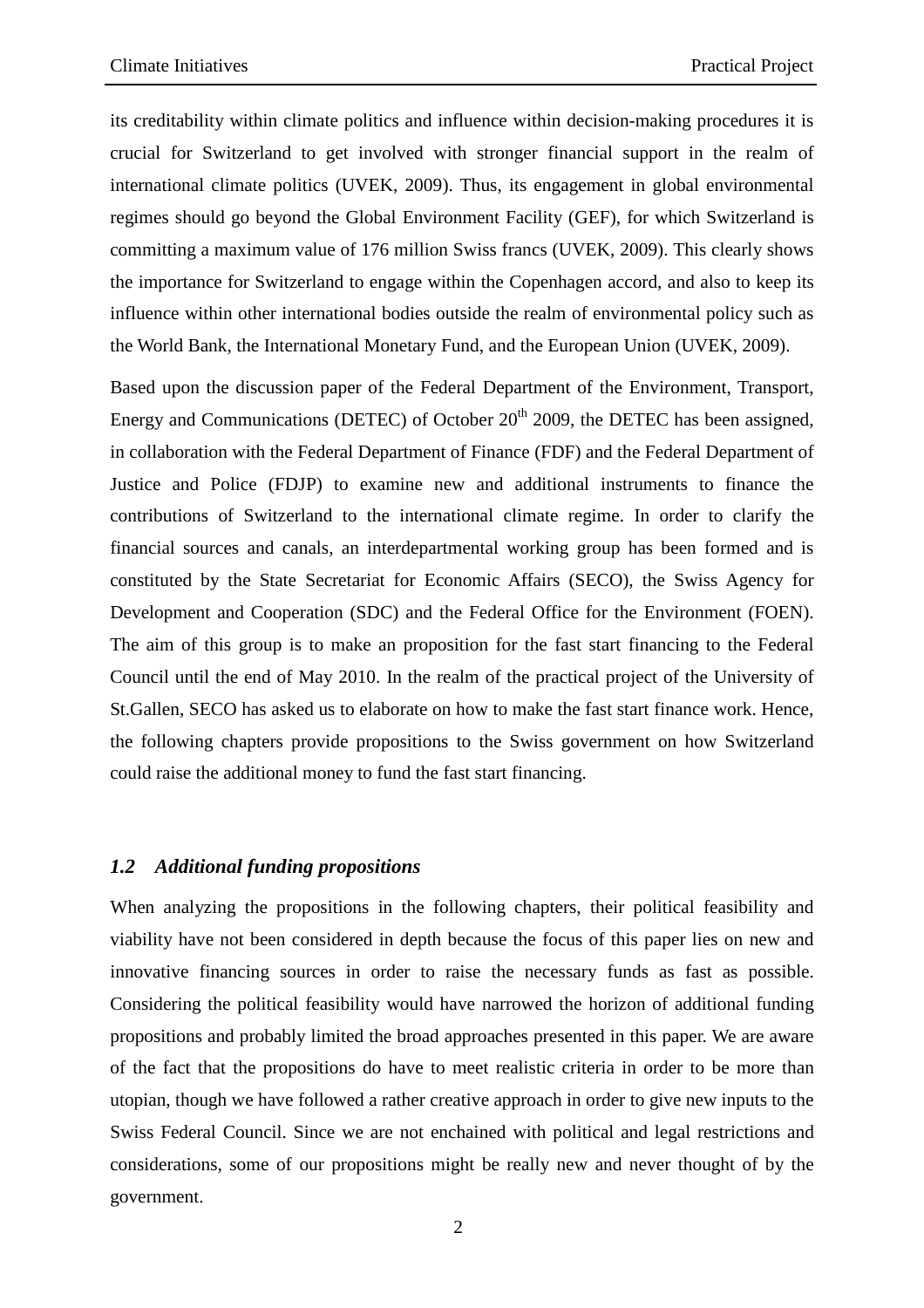its creditability within climate politics and influence within decision-making procedures it is crucial for Switzerland to get involved with stronger financial support in the realm of international climate politics (UVEK, 2009). Thus, its engagement in global environmental regimes should go beyond the Global Environment Facility (GEF), for which Switzerland is committing a maximum value of 176 million Swiss francs (UVEK, 2009). This clearly shows the importance for Switzerland to engage within the Copenhagen accord, and also to keep its influence within other international bodies outside the realm of environmental policy such as the World Bank, the International Monetary Fund, and the European Union (UVEK, 2009).

Based upon the discussion paper of the Federal Department of the Environment, Transport, Energy and Communications (DETEC) of October 20th 2009, the DETEC has been assigned, in collaboration with the Federal Department of Finance (FDF) and the Federal Department of Justice and Police (FDJP) to examine new and additional instruments to finance the contributions of Switzerland to the international climate regime. In order to clarify the financial sources and canals, an interdepartmental working group has been formed and is constituted by the State Secretariat for Economic Affairs (SECO), the Swiss Agency for Development and Cooperation (SDC) and the Federal Office for the Environment (FOEN). The aim of this group is to make an proposition for the fast start financing to the Federal Council until the end of May 2010. In the realm of the practical project of the University of St.Gallen, SECO has asked us to elaborate on how to make the fast start finance work. Hence, the following chapters provide propositions to the Swiss government on how Switzerland could raise the additional money to fund the fast start financing.

### *1.2 Additional funding propositions*

When analyzing the propositions in the following chapters, their political feasibility and viability have not been considered in depth because the focus of this paper lies on new and innovative financing sources in order to raise the necessary funds as fast as possible. Considering the political feasibility would have narrowed the horizon of additional funding propositions and probably limited the broad approaches presented in this paper. We are aware of the fact that the propositions do have to meet realistic criteria in order to be more than utopian, though we have followed a rather creative approach in order to give new inputs to the Swiss Federal Council. Since we are not enchained with political and legal restrictions and considerations, some of our propositions might be really new and never thought of by the government.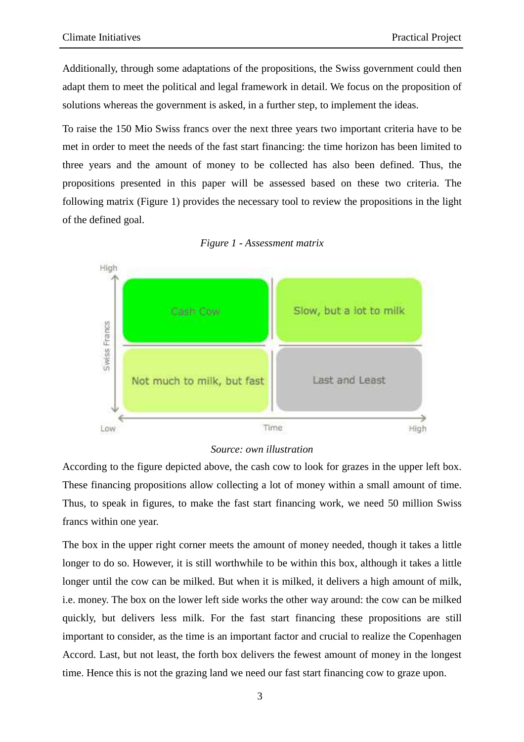Additionally, through some adaptations of the propositions, the Swiss government could then adapt them to meet the political and legal framework in detail. We focus on the proposition of solutions whereas the government is asked, in a further step, to implement the ideas.

To raise the 150 Mio Swiss francs over the next three years two important criteria have to be met in order to meet the needs of the fast start financing: the time horizon has been limited to three years and the amount of money to be collected has also been defined. Thus, the propositions presented in this paper will be assessed based on these two criteria. The following matrix (Figure 1) provides the necessary tool to review the propositions in the light of the defined goal.

*Figure 1 - Assessment matrix*

| Swiss Francs / Time | Low time | High time |
|---|---|---|
| High | Cash Cow | Slow, but a lot to milk |
| Low | Not much to milk, but fast | Last and Least |

*Source: own illustration*

According to the figure depicted above, the cash cow to look for grazes in the upper left box. These financing propositions allow collecting a lot of money within a small amount of time. Thus, to speak in figures, to make the fast start financing work, we need 50 million Swiss francs within one year.

The box in the upper right corner meets the amount of money needed, though it takes a little longer to do so. However, it is still worthwhile to be within this box, although it takes a little longer until the cow can be milked. But when it is milked, it delivers a high amount of milk, i.e. money. The box on the lower left side works the other way around: the cow can be milked quickly, but delivers less milk. For the fast start financing these propositions are still important to consider, as the time is an important factor and crucial to realize the Copenhagen Accord. Last, but not least, the forth box delivers the fewest amount of money in the longest time. Hence this is not the grazing land we need our fast start financing cow to graze upon.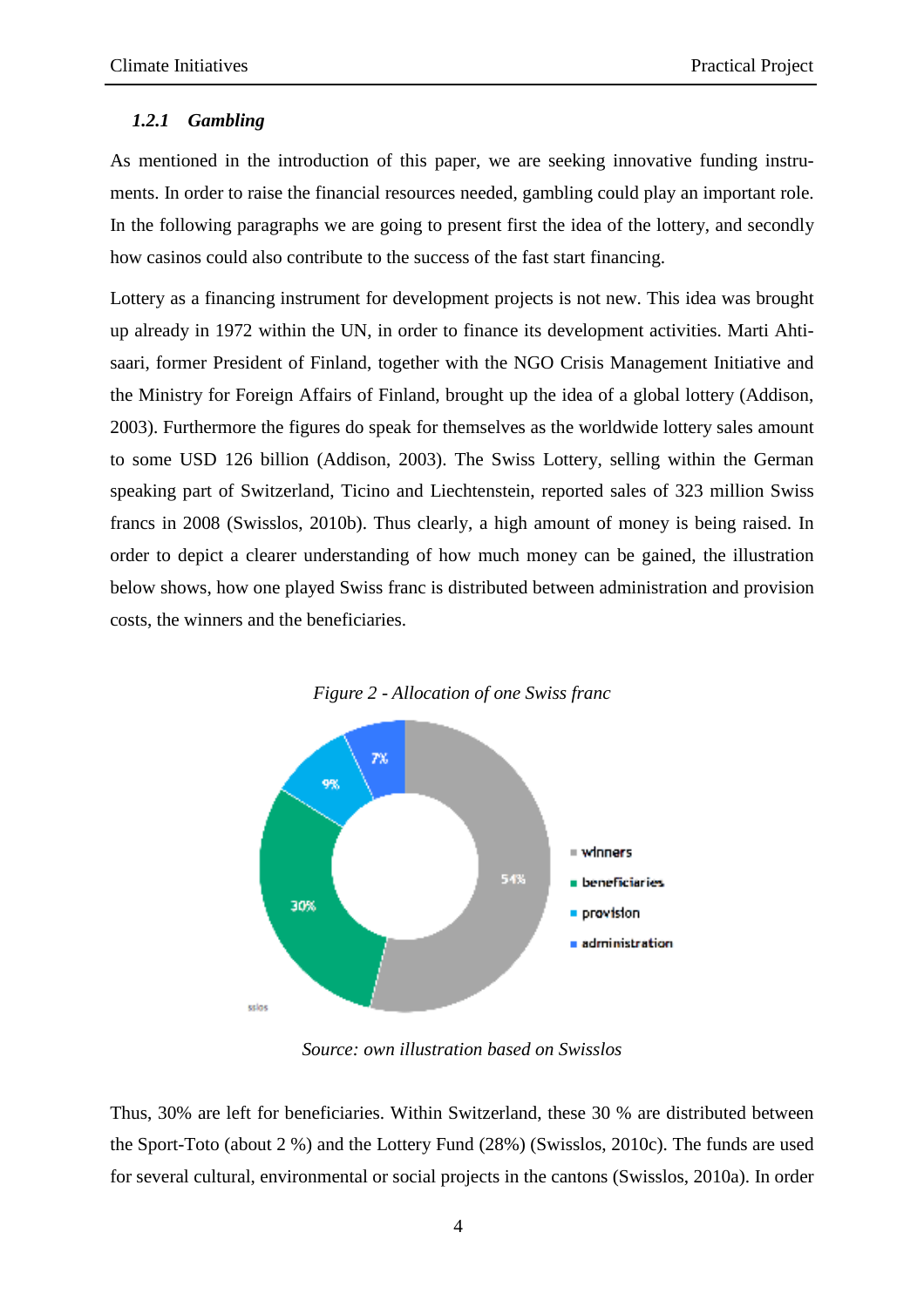### 1.2.1 *Gambling*

As mentioned in the introduction of this paper, we are seeking innovative funding instruments. In order to raise the financial resources needed, gambling could play an important role. In the following paragraphs we are going to present first the idea of the lottery, and secondly how casinos could also contribute to the success of the fast start financing.

Lottery as a financing instrument for development projects is not new. This idea was brought up already in 1972 within the UN, in order to finance its development activities. Marti Ahtisaari, former President of Finland, together with the NGO Crisis Management Initiative and the Ministry for Foreign Affairs of Finland, brought up the idea of a global lottery (Addison, 2003). Furthermore the figures do speak for themselves as the worldwide lottery sales amount to some USD 126 billion (Addison, 2003). The Swiss Lottery, selling within the German speaking part of Switzerland, Ticino and Liechtenstein, reported sales of 323 million Swiss francs in 2008 (Swisslos, 2010b). Thus clearly, a high amount of money is being raised. In order to depict a clearer understanding of how much money can be gained, the illustration below shows, how one played Swiss franc is distributed between administration and provision costs, the winners and the beneficiaries.

*Figure 2 - Allocation of one Swiss franc*

| Category | Share |
| --- | --- |
| winners | 54% |
| beneficiaries | 30% |
| provision | 9% |
| administration | 7% |

*Source: own illustration based on Swisslos*

Thus, 30% are left for beneficiaries. Within Switzerland, these 30 % are distributed between the Sport-Toto (about 2 %) and the Lottery Fund (28%) (Swisslos, 2010c). The funds are used for several cultural, environmental or social projects in the cantons (Swisslos, 2010a). In order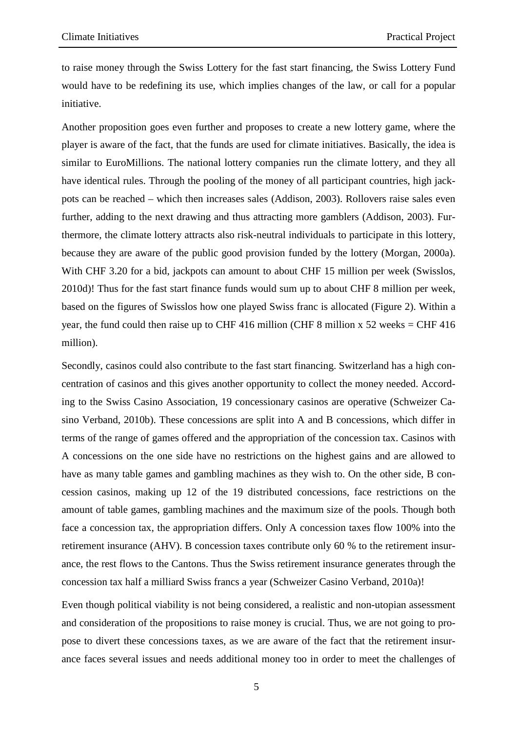to raise money through the Swiss Lottery for the fast start financing, the Swiss Lottery Fund would have to be redefining its use, which implies changes of the law, or call for a popular initiative.

Another proposition goes even further and proposes to create a new lottery game, where the player is aware of the fact, that the funds are used for climate initiatives. Basically, the idea is similar to EuroMillions. The national lottery companies run the climate lottery, and they all have identical rules. Through the pooling of the money of all participant countries, high jackpots can be reached – which then increases sales (Addison, 2003). Rollovers raise sales even further, adding to the next drawing and thus attracting more gamblers (Addison, 2003). Furthermore, the climate lottery attracts also risk-neutral individuals to participate in this lottery, because they are aware of the public good provision funded by the lottery (Morgan, 2000a). With CHF 3.20 for a bid, jackpots can amount to about CHF 15 million per week (Swisslos, 2010d)! Thus for the fast start finance funds would sum up to about CHF 8 million per week, based on the figures of Swisslos how one played Swiss franc is allocated (Figure 2). Within a year, the fund could then raise up to CHF 416 million (CHF 8 million x 52 weeks = CHF 416 million).

Secondly, casinos could also contribute to the fast start financing. Switzerland has a high concentration of casinos and this gives another opportunity to collect the money needed. According to the Swiss Casino Association, 19 concessionary casinos are operative (Schweizer Casino Verband, 2010b). These concessions are split into A and B concessions, which differ in terms of the range of games offered and the appropriation of the concession tax. Casinos with A concessions on the one side have no restrictions on the highest gains and are allowed to have as many table games and gambling machines as they wish to. On the other side, B concession casinos, making up 12 of the 19 distributed concessions, face restrictions on the amount of table games, gambling machines and the maximum size of the pools. Though both face a concession tax, the appropriation differs. Only A concession taxes flow 100% into the retirement insurance (AHV). B concession taxes contribute only 60 % to the retirement insurance, the rest flows to the Cantons. Thus the Swiss retirement insurance generates through the concession tax half a milliard Swiss francs a year (Schweizer Casino Verband, 2010a)!

Even though political viability is not being considered, a realistic and non-utopian assessment and consideration of the propositions to raise money is crucial. Thus, we are not going to propose to divert these concessions taxes, as we are aware of the fact that the retirement insurance faces several issues and needs additional money too in order to meet the challenges of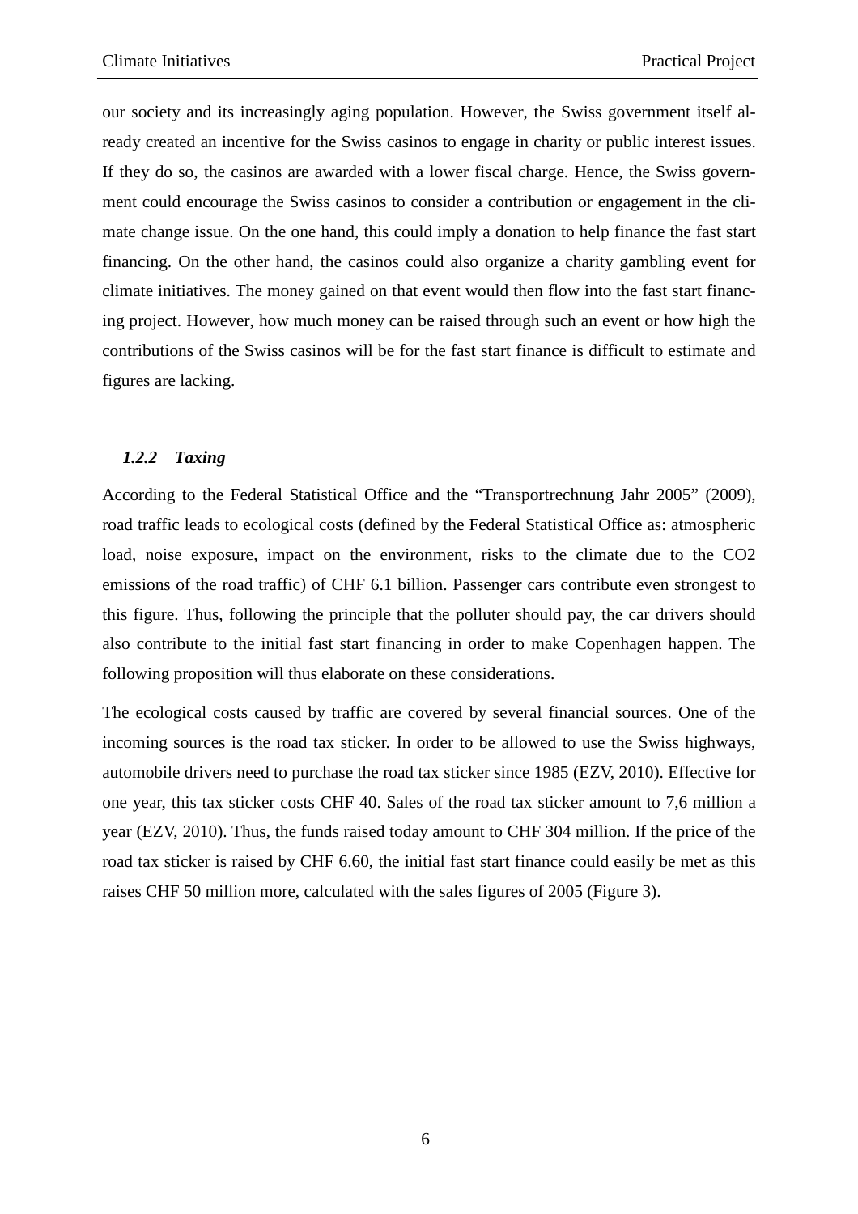our society and its increasingly aging population. However, the Swiss government itself already created an incentive for the Swiss casinos to engage in charity or public interest issues. If they do so, the casinos are awarded with a lower fiscal charge. Hence, the Swiss government could encourage the Swiss casinos to consider a contribution or engagement in the climate change issue. On the one hand, this could imply a donation to help finance the fast start financing. On the other hand, the casinos could also organize a charity gambling event for climate initiatives. The money gained on that event would then flow into the fast start financing project. However, how much money can be raised through such an event or how high the contributions of the Swiss casinos will be for the fast start finance is difficult to estimate and figures are lacking.

### *1.2.2 Taxing*

According to the Federal Statistical Office and the “Transportrechnung Jahr 2005” (2009), road traffic leads to ecological costs (defined by the Federal Statistical Office as: atmospheric load, noise exposure, impact on the environment, risks to the climate due to the $CO_2$ emissions of the road traffic) of CHF 6.1 billion. Passenger cars contribute even strongest to this figure. Thus, following the principle that the polluter should pay, the car drivers should also contribute to the initial fast start financing in order to make Copenhagen happen. The following proposition will thus elaborate on these considerations.

The ecological costs caused by traffic are covered by several financial sources. One of the incoming sources is the road tax sticker. In order to be allowed to use the Swiss highways, automobile drivers need to purchase the road tax sticker since 1985 (EZV, 2010). Effective for one year, this tax sticker costs CHF 40. Sales of the road tax sticker amount to 7,6 million a year (EZV, 2010). Thus, the funds raised today amount to CHF 304 million. If the price of the road tax sticker is raised by CHF 6.60, the initial fast start finance could easily be met as this raises CHF 50 million more, calculated with the sales figures of 2005 (Figure 3).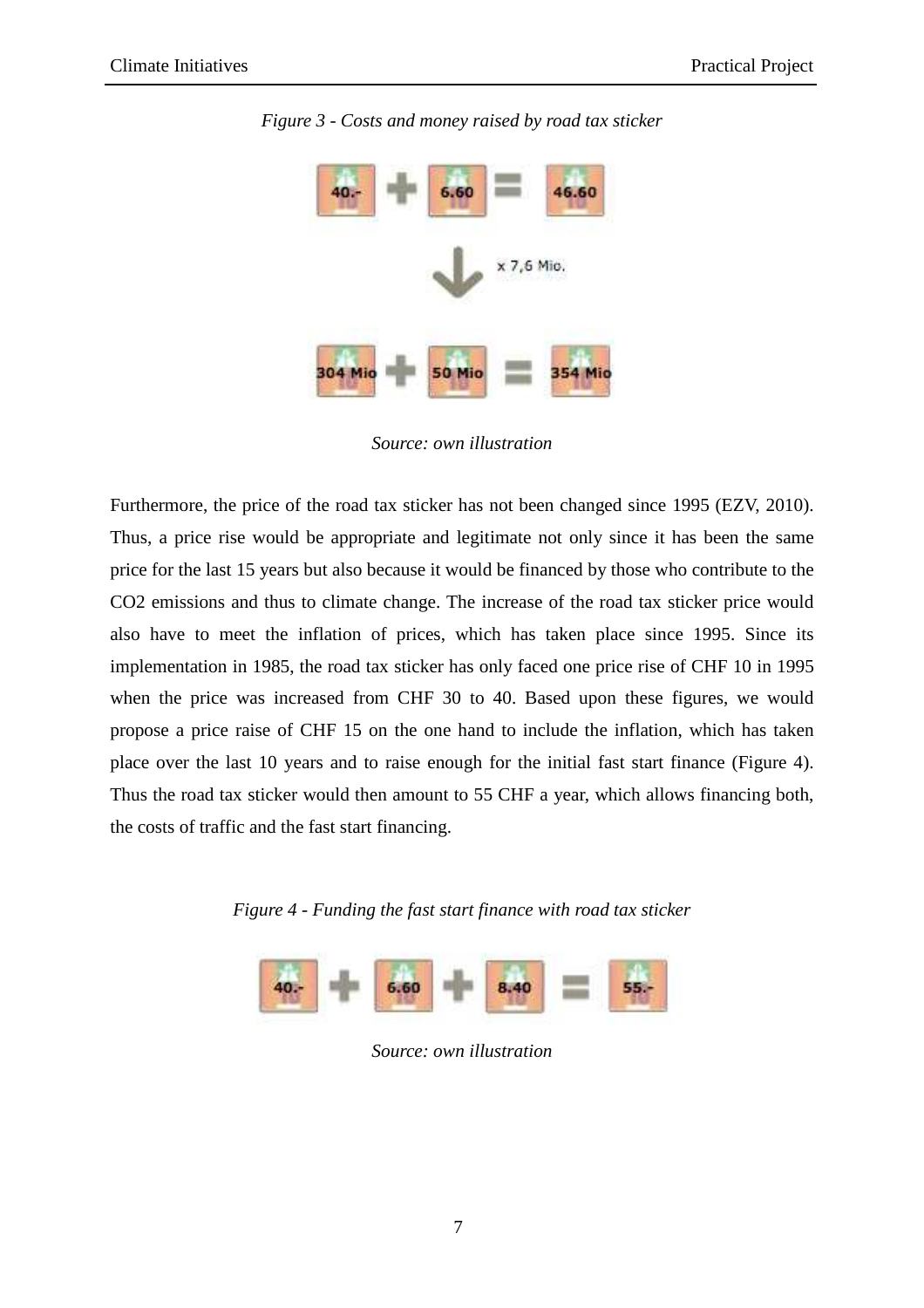*Figure 3 - Costs and money raised by road tax sticker*

40.- + 6.60 = 46.60

x 7,6 Mio.

304 Mio + 50 Mio = 354 Mio

*Source: own illustration*

Furthermore, the price of the road tax sticker has not been changed since 1995 (EZV, 2010). Thus, a price rise would be appropriate and legitimate not only since it has been the same price for the last 15 years but also because it would be financed by those who contribute to the CO2 emissions and thus to climate change. The increase of the road tax sticker price would also have to meet the inflation of prices, which has taken place since 1995. Since its implementation in 1985, the road tax sticker has only faced one price rise of CHF 10 in 1995 when the price was increased from CHF 30 to 40. Based upon these figures, we would propose a price raise of CHF 15 on the one hand to include the inflation, which has taken place over the last 10 years and to raise enough for the initial fast start finance (Figure 4). Thus the road tax sticker would then amount to 55 CHF a year, which allows financing both, the costs of traffic and the fast start financing.

*Figure 4 - Funding the fast start finance with road tax sticker*

40.- + 6.60 + 8.40 = 55.-

*Source: own illustration*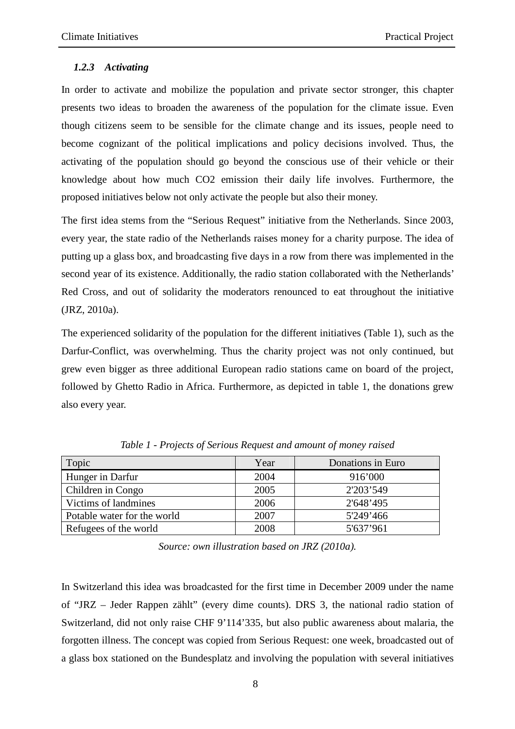### *1.2.3 Activating*

In order to activate and mobilize the population and private sector stronger, this chapter presents two ideas to broaden the awareness of the population for the climate issue. Even though citizens seem to be sensible for the climate change and its issues, people need to become cognizant of the political implications and policy decisions involved. Thus, the activating of the population should go beyond the conscious use of their vehicle or their knowledge about how much CO2 emission their daily life involves. Furthermore, the proposed initiatives below not only activate the people but also their money.

The first idea stems from the "Serious Request" initiative from the Netherlands. Since 2003, every year, the state radio of the Netherlands raises money for a charity purpose. The idea of putting up a glass box, and broadcasting five days in a row from there was implemented in the second year of its existence. Additionally, the radio station collaborated with the Netherlands' Red Cross, and out of solidarity the moderators renounced to eat throughout the initiative (JRZ, 2010a).

The experienced solidarity of the population for the different initiatives (Table 1), such as the Darfur-Conflict, was overwhelming. Thus the charity project was not only continued, but grew even bigger as three additional European radio stations came on board of the project, followed by Ghetto Radio in Africa. Furthermore, as depicted in table 1, the donations grew also every year.

*Table 1 - Projects of Serious Request and amount of money raised*

| Topic | Year | Donations in Euro |
|---|---|---|
| Hunger in Darfur | 2004 | 916'000 |
| Children in Congo | 2005 | 2'203'549 |
| Victims of landmines | 2006 | 2'648'495 |
| Potable water for the world | 2007 | 5'249'466 |
| Refugees of the world | 2008 | 5'637'961 |

*Source: own illustration based on JRZ (2010a).*

In Switzerland this idea was broadcasted for the first time in December 2009 under the name of "JRZ – Jeder Rappen zählt" (every dime counts). DRS 3, the national radio station of Switzerland, did not only raise CHF 9'114'335, but also public awareness about malaria, the forgotten illness. The concept was copied from Serious Request: one week, broadcasted out of a glass box stationed on the Bundesplatz and involving the population with several initiatives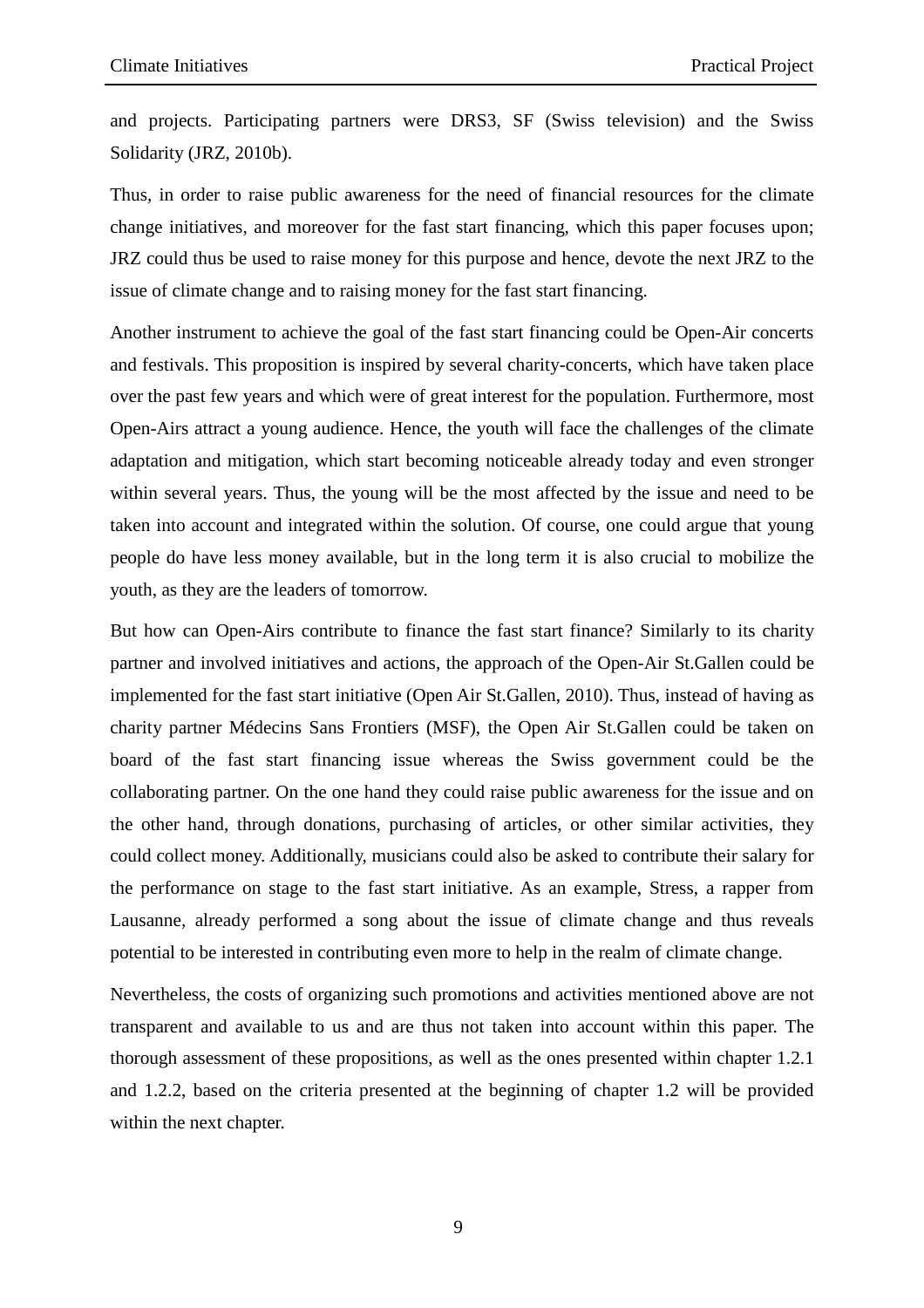and projects. Participating partners were DRS3, SF (Swiss television) and the Swiss Solidarity (JRZ, 2010b).

Thus, in order to raise public awareness for the need of financial resources for the climate change initiatives, and moreover for the fast start financing, which this paper focuses upon; JRZ could thus be used to raise money for this purpose and hence, devote the next JRZ to the issue of climate change and to raising money for the fast start financing.

Another instrument to achieve the goal of the fast start financing could be Open-Air concerts and festivals. This proposition is inspired by several charity-concerts, which have taken place over the past few years and which were of great interest for the population. Furthermore, most Open-Airs attract a young audience. Hence, the youth will face the challenges of the climate adaptation and mitigation, which start becoming noticeable already today and even stronger within several years. Thus, the young will be the most affected by the issue and need to be taken into account and integrated within the solution. Of course, one could argue that young people do have less money available, but in the long term it is also crucial to mobilize the youth, as they are the leaders of tomorrow.

But how can Open-Airs contribute to finance the fast start finance? Similarly to its charity partner and involved initiatives and actions, the approach of the Open-Air St.Gallen could be implemented for the fast start initiative (Open Air St.Gallen, 2010). Thus, instead of having as charity partner Médecins Sans Frontiers (MSF), the Open Air St.Gallen could be taken on board of the fast start financing issue whereas the Swiss government could be the collaborating partner. On the one hand they could raise public awareness for the issue and on the other hand, through donations, purchasing of articles, or other similar activities, they could collect money. Additionally, musicians could also be asked to contribute their salary for the performance on stage to the fast start initiative. As an example, Stress, a rapper from Lausanne, already performed a song about the issue of climate change and thus reveals potential to be interested in contributing even more to help in the realm of climate change.

Nevertheless, the costs of organizing such promotions and activities mentioned above are not transparent and available to us and are thus not taken into account within this paper. The thorough assessment of these propositions, as well as the ones presented within chapter 1.2.1 and 1.2.2, based on the criteria presented at the beginning of chapter 1.2 will be provided within the next chapter.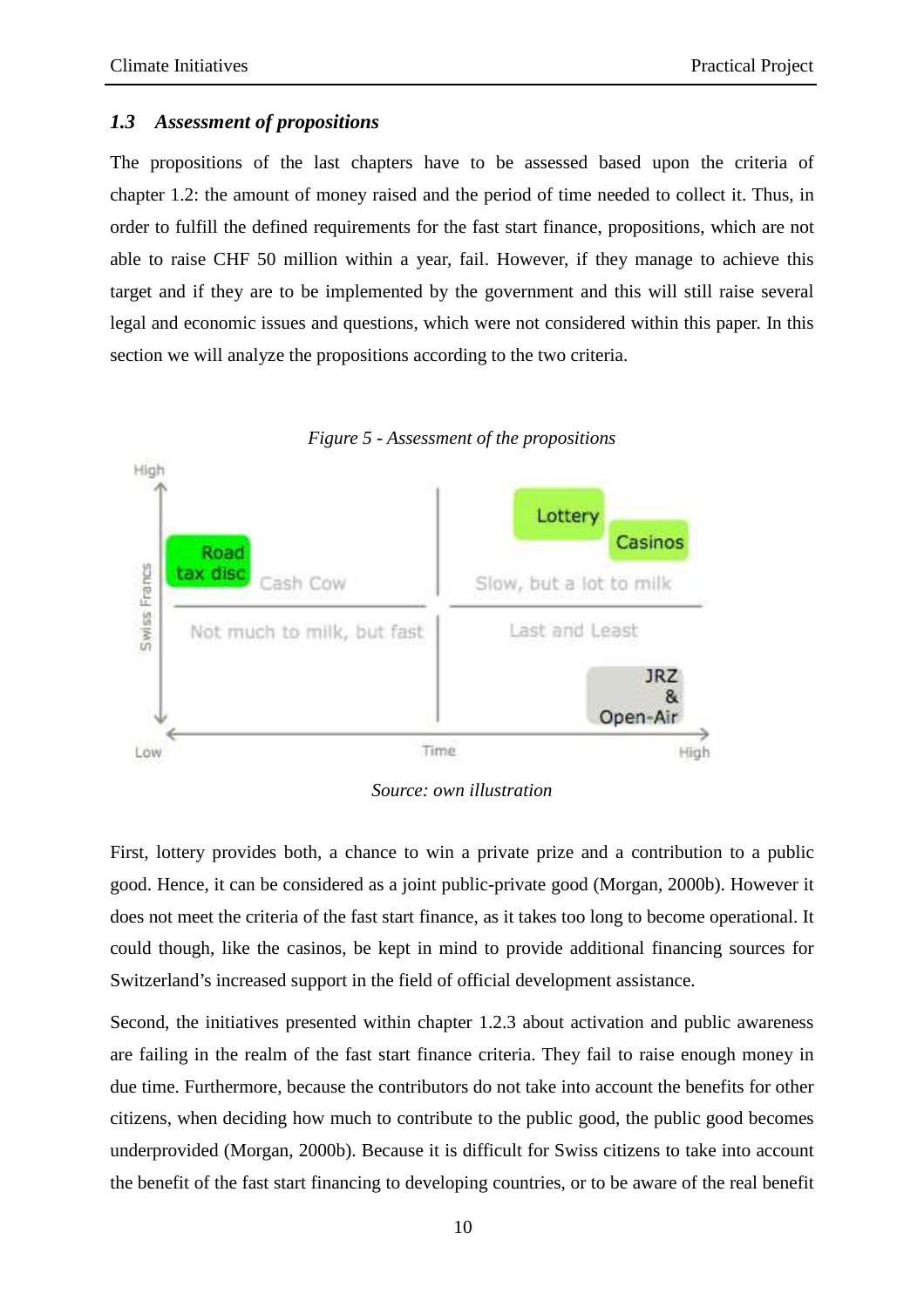### 1.3 *Assessment of propositions*

The propositions of the last chapters have to be assessed based upon the criteria of chapter 1.2: the amount of money raised and the period of time needed to collect it. Thus, in order to fulfill the defined requirements for the fast start finance, propositions, which are not able to raise CHF 50 million within a year, fail. However, if they manage to achieve this target and if they are to be implemented by the government and this will still raise several legal and economic issues and questions, which were not considered within this paper. In this section we will analyze the propositions according to the two criteria.

*Figure 5 - Assessment of the propositions*

*Source: own illustration*

First, lottery provides both, a chance to win a private prize and a contribution to a public good. Hence, it can be considered as a joint public-private good (Morgan, 2000b). However it does not meet the criteria of the fast start finance, as it takes too long to become operational. It could though, like the casinos, be kept in mind to provide additional financing sources for Switzerland's increased support in the field of official development assistance.

Second, the initiatives presented within chapter 1.2.3 about activation and public awareness are failing in the realm of the fast start finance criteria. They fail to raise enough money in due time. Furthermore, because the contributors do not take into account the benefits for other citizens, when deciding how much to contribute to the public good, the public good becomes underprovided (Morgan, 2000b). Because it is difficult for Swiss citizens to take into account the benefit of the fast start financing to developing countries, or to be aware of the real benefit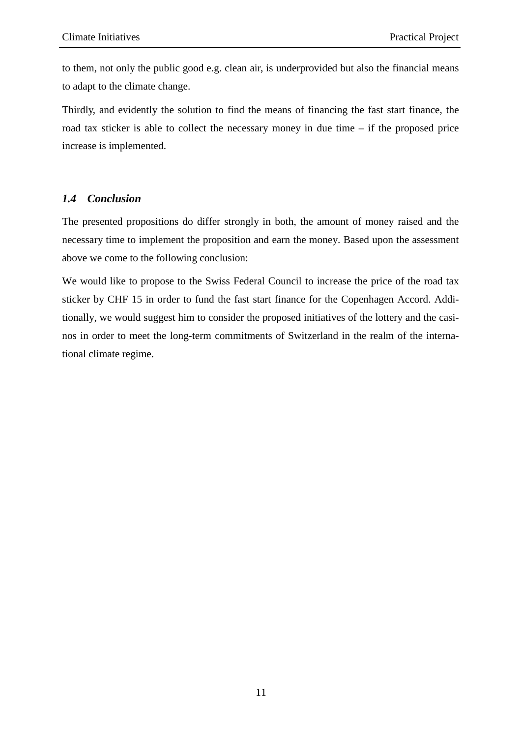to them, not only the public good e.g. clean air, is underprovided but also the financial means to adapt to the climate change.

Thirdly, and evidently the solution to find the means of financing the fast start finance, the road tax sticker is able to collect the necessary money in due time – if the proposed price increase is implemented.

### *1.4 Conclusion*

The presented propositions do differ strongly in both, the amount of money raised and the necessary time to implement the proposition and earn the money. Based upon the assessment above we come to the following conclusion:

We would like to propose to the Swiss Federal Council to increase the price of the road tax sticker by CHF 15 in order to fund the fast start finance for the Copenhagen Accord. Additionally, we would suggest him to consider the proposed initiatives of the lottery and the casinos in order to meet the long-term commitments of Switzerland in the realm of the international climate regime.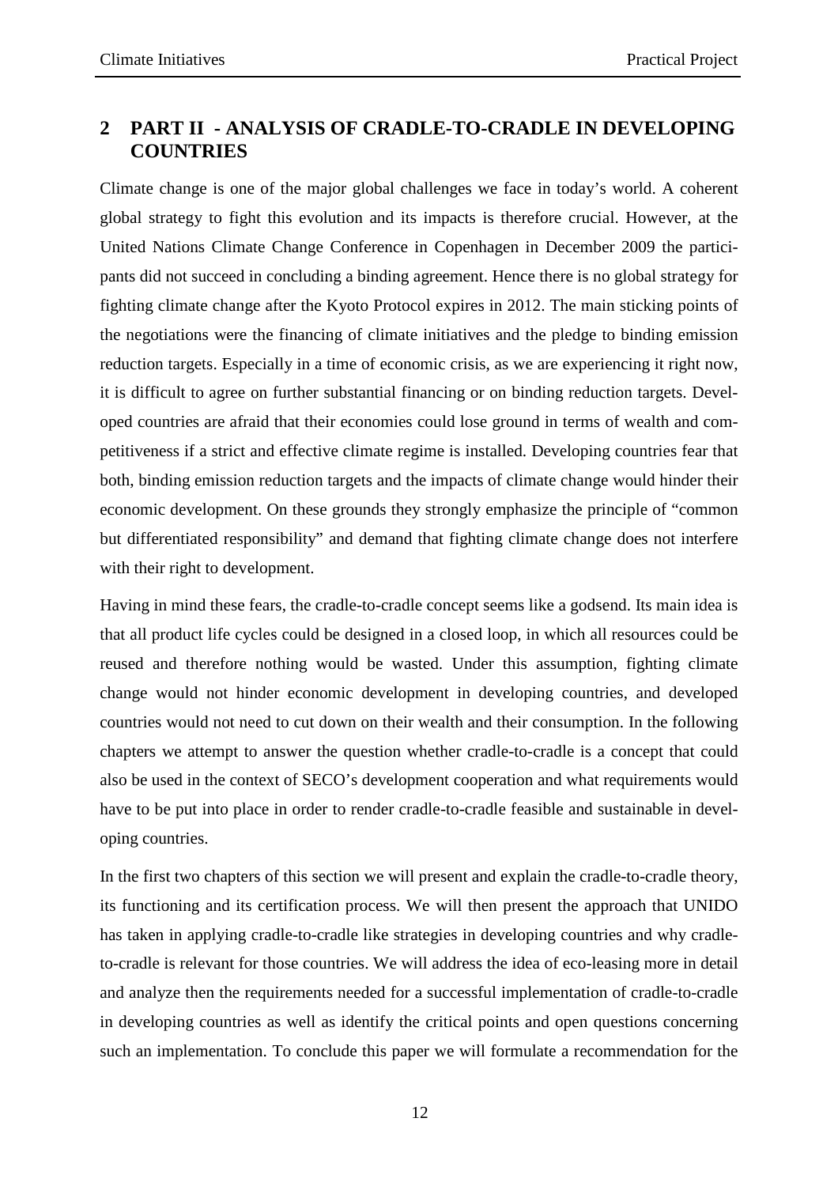# 2 PART II - ANALYSIS OF CRADLE-TO-CRADLE IN DEVELOPING COUNTRIES

Climate change is one of the major global challenges we face in today's world. A coherent global strategy to fight this evolution and its impacts is therefore crucial. However, at the United Nations Climate Change Conference in Copenhagen in December 2009 the participants did not succeed in concluding a binding agreement. Hence there is no global strategy for fighting climate change after the Kyoto Protocol expires in 2012. The main sticking points of the negotiations were the financing of climate initiatives and the pledge to binding emission reduction targets. Especially in a time of economic crisis, as we are experiencing it right now, it is difficult to agree on further substantial financing or on binding reduction targets. Developed countries are afraid that their economies could lose ground in terms of wealth and competitiveness if a strict and effective climate regime is installed. Developing countries fear that both, binding emission reduction targets and the impacts of climate change would hinder their economic development. On these grounds they strongly emphasize the principle of "common but differentiated responsibility" and demand that fighting climate change does not interfere with their right to development.

Having in mind these fears, the cradle-to-cradle concept seems like a godsend. Its main idea is that all product life cycles could be designed in a closed loop, in which all resources could be reused and therefore nothing would be wasted. Under this assumption, fighting climate change would not hinder economic development in developing countries, and developed countries would not need to cut down on their wealth and their consumption. In the following chapters we attempt to answer the question whether cradle-to-cradle is a concept that could also be used in the context of SECO's development cooperation and what requirements would have to be put into place in order to render cradle-to-cradle feasible and sustainable in developing countries.

In the first two chapters of this section we will present and explain the cradle-to-cradle theory, its functioning and its certification process. We will then present the approach that UNIDO has taken in applying cradle-to-cradle like strategies in developing countries and why cradle-to-cradle is relevant for those countries. We will address the idea of eco-leasing more in detail and analyze then the requirements needed for a successful implementation of cradle-to-cradle in developing countries as well as identify the critical points and open questions concerning such an implementation. To conclude this paper we will formulate a recommendation for the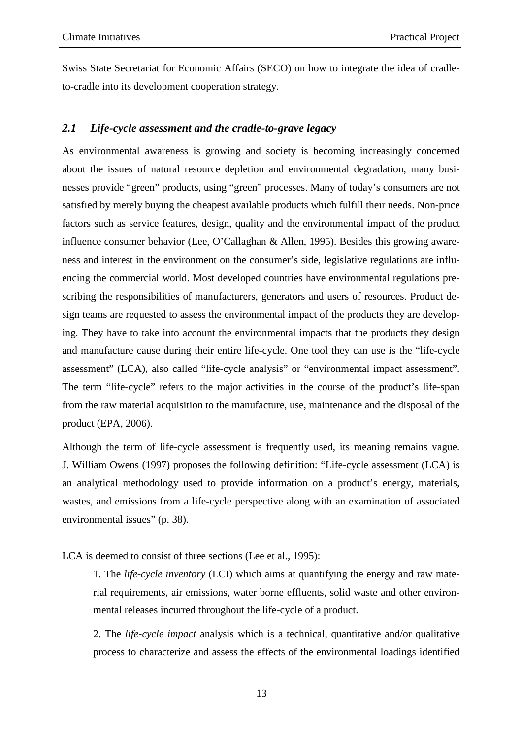Swiss State Secretariat for Economic Affairs (SECO) on how to integrate the idea of cradle-to-cradle into its development cooperation strategy.

## *2.1 Life-cycle assessment and the cradle-to-grave legacy*

As environmental awareness is growing and society is becoming increasingly concerned about the issues of natural resource depletion and environmental degradation, many businesses provide "green" products, using "green" processes. Many of today's consumers are not satisfied by merely buying the cheapest available products which fulfill their needs. Non-price factors such as service features, design, quality and the environmental impact of the product influence consumer behavior (Lee, O'Callaghan & Allen, 1995). Besides this growing awareness and interest in the environment on the consumer's side, legislative regulations are influencing the commercial world. Most developed countries have environmental regulations prescribing the responsibilities of manufacturers, generators and users of resources. Product design teams are requested to assess the environmental impact of the products they are developing. They have to take into account the environmental impacts that the products they design and manufacture cause during their entire life-cycle. One tool they can use is the "life-cycle assessment" (LCA), also called "life-cycle analysis" or "environmental impact assessment". The term "life-cycle" refers to the major activities in the course of the product's life-span from the raw material acquisition to the manufacture, use, maintenance and the disposal of the product (EPA, 2006).

Although the term of life-cycle assessment is frequently used, its meaning remains vague. J. William Owens (1997) proposes the following definition: "Life-cycle assessment (LCA) is an analytical methodology used to provide information on a product's energy, materials, wastes, and emissions from a life-cycle perspective along with an examination of associated environmental issues" (p. 38).

LCA is deemed to consist of three sections (Lee et al., 1995):

1. The *life-cycle inventory* (LCI) which aims at quantifying the energy and raw material requirements, air emissions, water borne effluents, solid waste and other environmental releases incurred throughout the life-cycle of a product.

2. The *life-cycle impact* analysis which is a technical, quantitative and/or qualitative process to characterize and assess the effects of the environmental loadings identified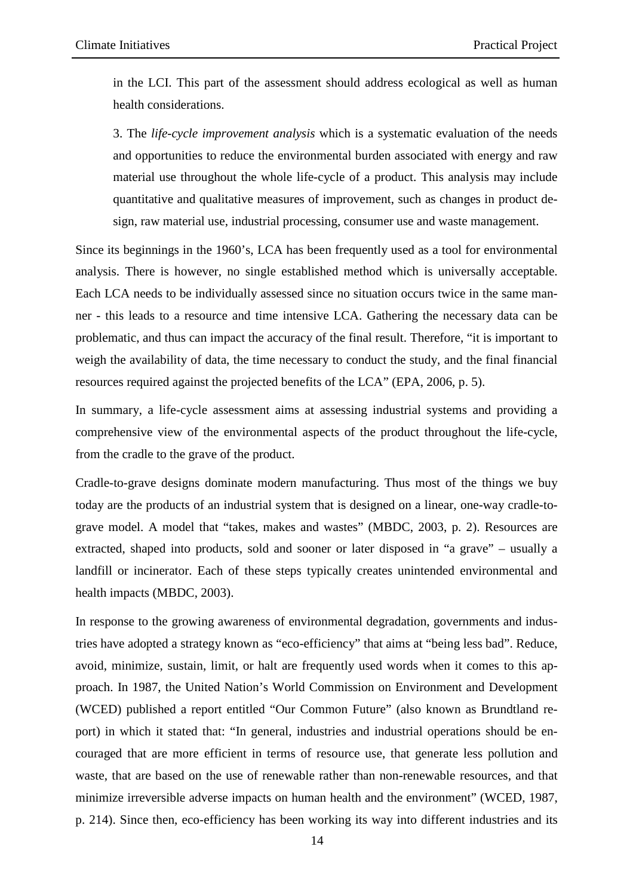in the LCI. This part of the assessment should address ecological as well as human health considerations.

3. The *life-cycle improvement analysis* which is a systematic evaluation of the needs and opportunities to reduce the environmental burden associated with energy and raw material use throughout the whole life-cycle of a product. This analysis may include quantitative and qualitative measures of improvement, such as changes in product design, raw material use, industrial processing, consumer use and waste management.

Since its beginnings in the 1960's, LCA has been frequently used as a tool for environmental analysis. There is however, no single established method which is universally acceptable. Each LCA needs to be individually assessed since no situation occurs twice in the same manner - this leads to a resource and time intensive LCA. Gathering the necessary data can be problematic, and thus can impact the accuracy of the final result. Therefore, "it is important to weigh the availability of data, the time necessary to conduct the study, and the final financial resources required against the projected benefits of the LCA" (EPA, 2006, p. 5).

In summary, a life-cycle assessment aims at assessing industrial systems and providing a comprehensive view of the environmental aspects of the product throughout the life-cycle, from the cradle to the grave of the product.

Cradle-to-grave designs dominate modern manufacturing. Thus most of the things we buy today are the products of an industrial system that is designed on a linear, one-way cradle-to-grave model. A model that "takes, makes and wastes" (MBDC, 2003, p. 2). Resources are extracted, shaped into products, sold and sooner or later disposed in "a grave" – usually a landfill or incinerator. Each of these steps typically creates unintended environmental and health impacts (MBDC, 2003).

In response to the growing awareness of environmental degradation, governments and industries have adopted a strategy known as "eco-efficiency" that aims at "being less bad". Reduce, avoid, minimize, sustain, limit, or halt are frequently used words when it comes to this approach. In 1987, the United Nation's World Commission on Environment and Development (WCED) published a report entitled "Our Common Future" (also known as Brundtland report) in which it stated that: "In general, industries and industrial operations should be encouraged that are more efficient in terms of resource use, that generate less pollution and waste, that are based on the use of renewable rather than non-renewable resources, and that minimize irreversible adverse impacts on human health and the environment" (WCED, 1987, p. 214). Since then, eco-efficiency has been working its way into different industries and its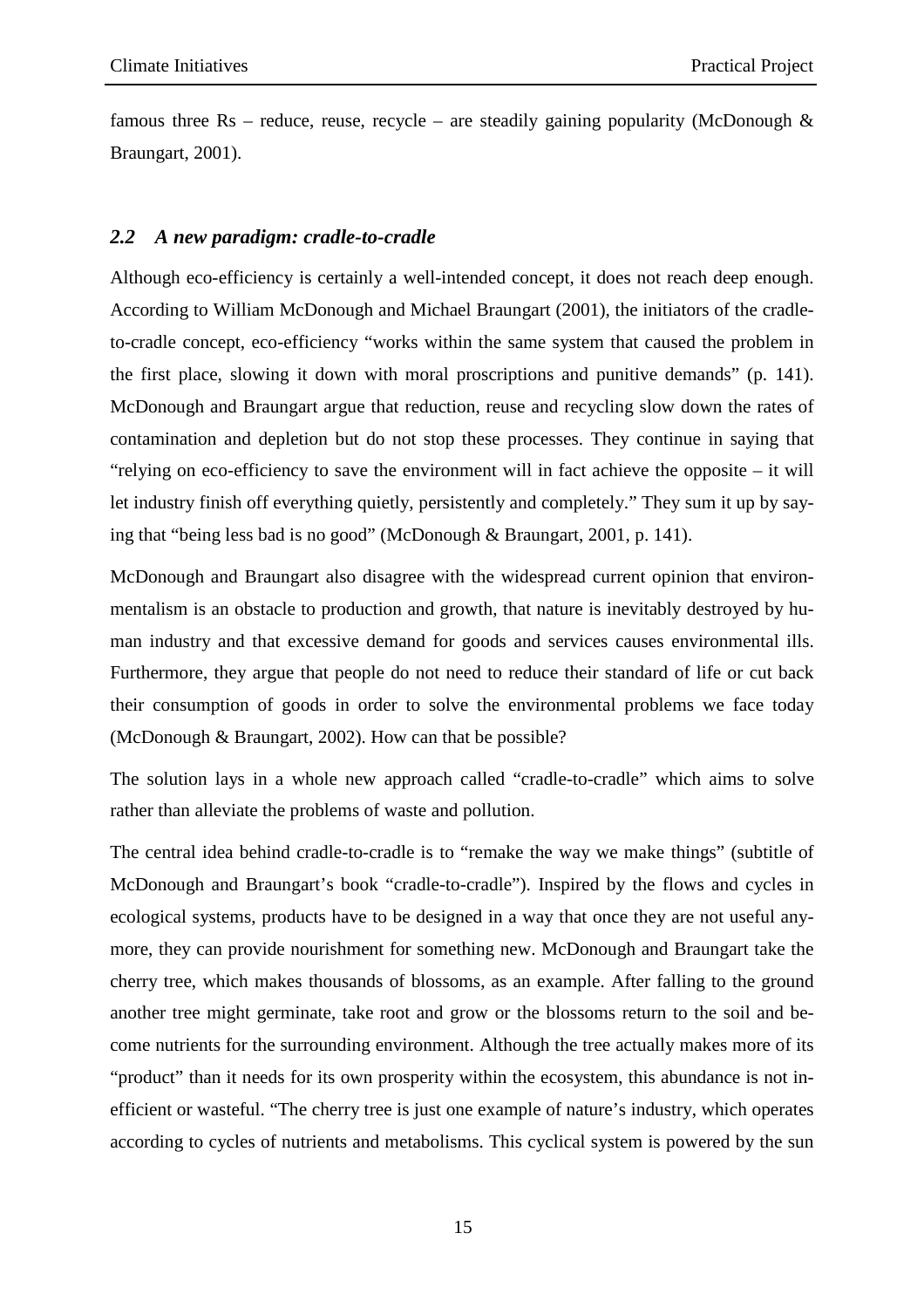famous three Rs – reduce, reuse, recycle – are steadily gaining popularity (McDonough & Braungart, 2001).

## *2.2 A new paradigm: cradle-to-cradle*

Although eco-efficiency is certainly a well-intended concept, it does not reach deep enough. According to William McDonough and Michael Braungart (2001), the initiators of the cradle-to-cradle concept, eco-efficiency "works within the same system that caused the problem in the first place, slowing it down with moral proscriptions and punitive demands" (p. 141). McDonough and Braungart argue that reduction, reuse and recycling slow down the rates of contamination and depletion but do not stop these processes. They continue in saying that "relying on eco-efficiency to save the environment will in fact achieve the opposite – it will let industry finish off everything quietly, persistently and completely." They sum it up by saying that "being less bad is no good" (McDonough & Braungart, 2001, p. 141).

McDonough and Braungart also disagree with the widespread current opinion that environmentalism is an obstacle to production and growth, that nature is inevitably destroyed by human industry and that excessive demand for goods and services causes environmental ills. Furthermore, they argue that people do not need to reduce their standard of life or cut back their consumption of goods in order to solve the environmental problems we face today (McDonough & Braungart, 2002). How can that be possible?

The solution lays in a whole new approach called "cradle-to-cradle" which aims to solve rather than alleviate the problems of waste and pollution.

The central idea behind cradle-to-cradle is to "remake the way we make things" (subtitle of McDonough and Braungart's book "cradle-to-cradle"). Inspired by the flows and cycles in ecological systems, products have to be designed in a way that once they are not useful anymore, they can provide nourishment for something new. McDonough and Braungart take the cherry tree, which makes thousands of blossoms, as an example. After falling to the ground another tree might germinate, take root and grow or the blossoms return to the soil and become nutrients for the surrounding environment. Although the tree actually makes more of its "product" than it needs for its own prosperity within the ecosystem, this abundance is not inefficient or wasteful. "The cherry tree is just one example of nature's industry, which operates according to cycles of nutrients and metabolisms. This cyclical system is powered by the sun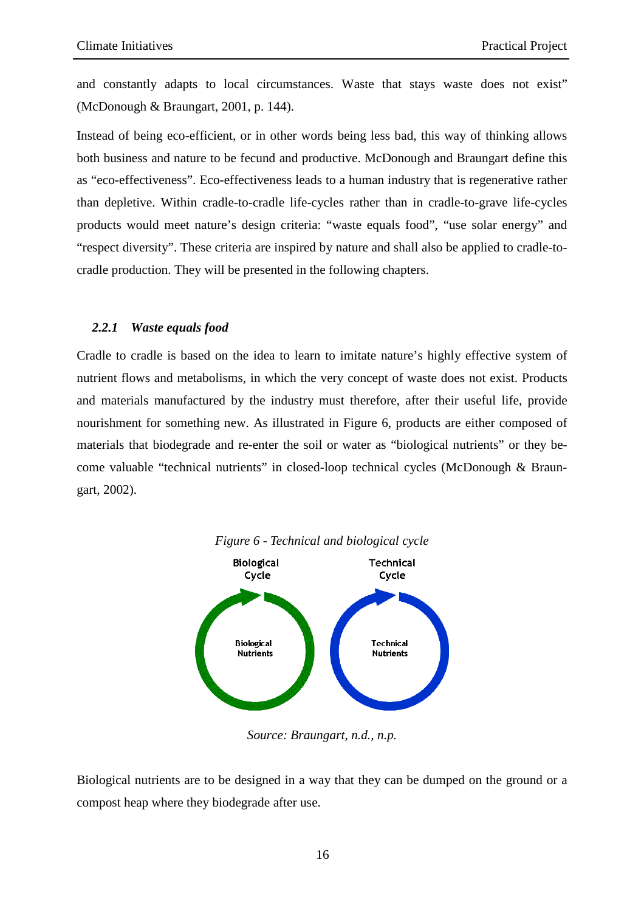and constantly adapts to local circumstances. Waste that stays waste does not exist" (McDonough & Braungart, 2001, p. 144).

Instead of being eco-efficient, or in other words being less bad, this way of thinking allows both business and nature to be fecund and productive. McDonough and Braungart define this as "eco-effectiveness". Eco-effectiveness leads to a human industry that is regenerative rather than depletive. Within cradle-to-cradle life-cycles rather than in cradle-to-grave life-cycles products would meet nature's design criteria: "waste equals food", "use solar energy" and "respect diversity". These criteria are inspired by nature and shall also be applied to cradle-to-cradle production. They will be presented in the following chapters.

### *2.2.1 Waste equals food*

Cradle to cradle is based on the idea to learn to imitate nature's highly effective system of nutrient flows and metabolisms, in which the very concept of waste does not exist. Products and materials manufactured by the industry must therefore, after their useful life, provide nourishment for something new. As illustrated in Figure 6, products are either composed of materials that biodegrade and re-enter the soil or water as "biological nutrients" or they become valuable "technical nutrients" in closed-loop technical cycles (McDonough & Braungart, 2002).

*Figure 6 - Technical and biological cycle*

Biological Cycle — Biological Nutrients

Technical Cycle — Technical Nutrients

*Source: Braungart, n.d., n.p.*

Biological nutrients are to be designed in a way that they can be dumped on the ground or a compost heap where they biodegrade after use.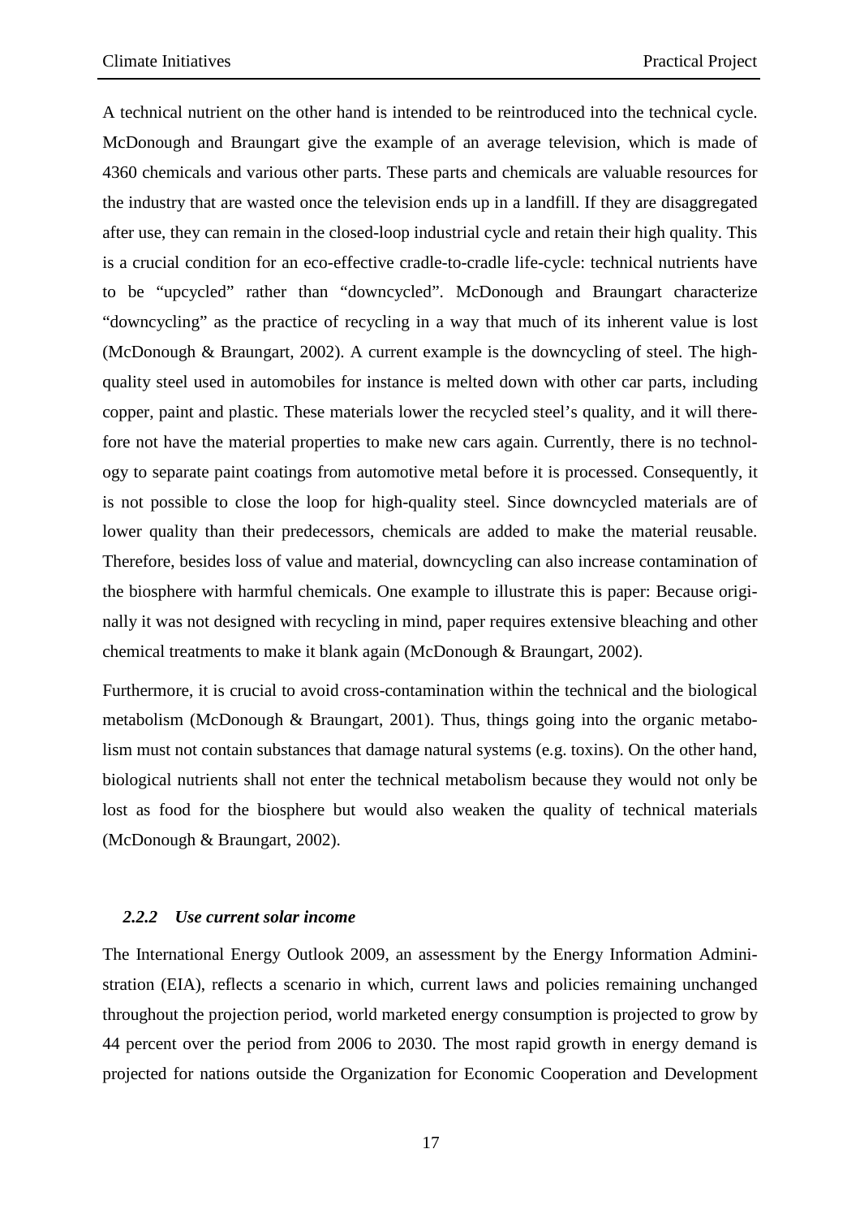A technical nutrient on the other hand is intended to be reintroduced into the technical cycle. McDonough and Braungart give the example of an average television, which is made of 4360 chemicals and various other parts. These parts and chemicals are valuable resources for the industry that are wasted once the television ends up in a landfill. If they are disaggregated after use, they can remain in the closed-loop industrial cycle and retain their high quality. This is a crucial condition for an eco-effective cradle-to-cradle life-cycle: technical nutrients have to be "upcycled" rather than "downcycled". McDonough and Braungart characterize "downcycling" as the practice of recycling in a way that much of its inherent value is lost (McDonough & Braungart, 2002). A current example is the downcycling of steel. The high-quality steel used in automobiles for instance is melted down with other car parts, including copper, paint and plastic. These materials lower the recycled steel's quality, and it will therefore not have the material properties to make new cars again. Currently, there is no technology to separate paint coatings from automotive metal before it is processed. Consequently, it is not possible to close the loop for high-quality steel. Since downcycled materials are of lower quality than their predecessors, chemicals are added to make the material reusable. Therefore, besides loss of value and material, downcycling can also increase contamination of the biosphere with harmful chemicals. One example to illustrate this is paper: Because originally it was not designed with recycling in mind, paper requires extensive bleaching and other chemical treatments to make it blank again (McDonough & Braungart, 2002).

Furthermore, it is crucial to avoid cross-contamination within the technical and the biological metabolism (McDonough & Braungart, 2001). Thus, things going into the organic metabolism must not contain substances that damage natural systems (e.g. toxins). On the other hand, biological nutrients shall not enter the technical metabolism because they would not only be lost as food for the biosphere but would also weaken the quality of technical materials (McDonough & Braungart, 2002).

### *2.2.2 Use current solar income*

The International Energy Outlook 2009, an assessment by the Energy Information Administration (EIA), reflects a scenario in which, current laws and policies remaining unchanged throughout the projection period, world marketed energy consumption is projected to grow by 44 percent over the period from 2006 to 2030. The most rapid growth in energy demand is projected for nations outside the Organization for Economic Cooperation and Development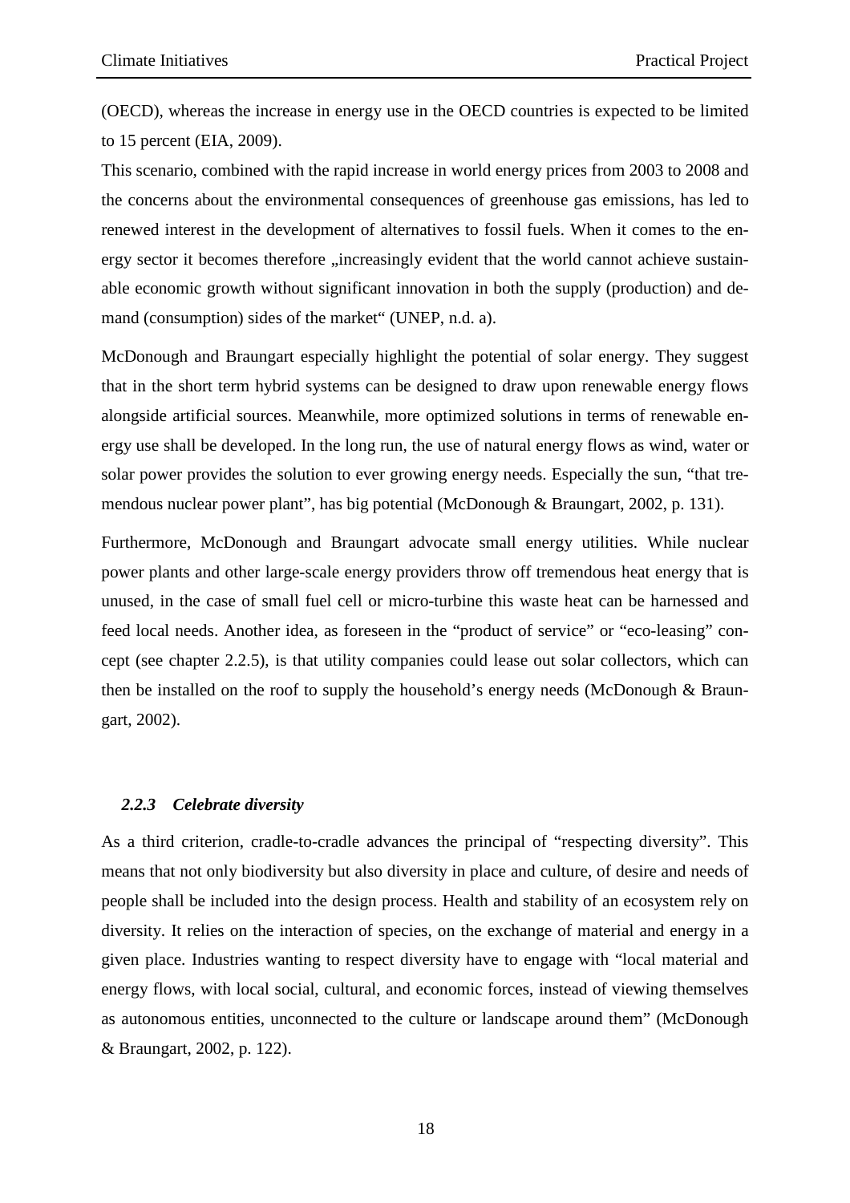(OECD), whereas the increase in energy use in the OECD countries is expected to be limited to 15 percent (EIA, 2009).

This scenario, combined with the rapid increase in world energy prices from 2003 to 2008 and the concerns about the environmental consequences of greenhouse gas emissions, has led to renewed interest in the development of alternatives to fossil fuels. When it comes to the energy sector it becomes therefore „increasingly evident that the world cannot achieve sustainable economic growth without significant innovation in both the supply (production) and demand (consumption) sides of the market" (UNEP, n.d. a).

McDonough and Braungart especially highlight the potential of solar energy. They suggest that in the short term hybrid systems can be designed to draw upon renewable energy flows alongside artificial sources. Meanwhile, more optimized solutions in terms of renewable energy use shall be developed. In the long run, the use of natural energy flows as wind, water or solar power provides the solution to ever growing energy needs. Especially the sun, "that tremendous nuclear power plant", has big potential (McDonough & Braungart, 2002, p. 131).

Furthermore, McDonough and Braungart advocate small energy utilities. While nuclear power plants and other large-scale energy providers throw off tremendous heat energy that is unused, in the case of small fuel cell or micro-turbine this waste heat can be harnessed and feed local needs. Another idea, as foreseen in the "product of service" or "eco-leasing" concept (see chapter 2.2.5), is that utility companies could lease out solar collectors, which can then be installed on the roof to supply the household's energy needs (McDonough & Braungart, 2002).

### *2.2.3 Celebrate diversity*

As a third criterion, cradle-to-cradle advances the principal of "respecting diversity". This means that not only biodiversity but also diversity in place and culture, of desire and needs of people shall be included into the design process. Health and stability of an ecosystem rely on diversity. It relies on the interaction of species, on the exchange of material and energy in a given place. Industries wanting to respect diversity have to engage with "local material and energy flows, with local social, cultural, and economic forces, instead of viewing themselves as autonomous entities, unconnected to the culture or landscape around them" (McDonough & Braungart, 2002, p. 122).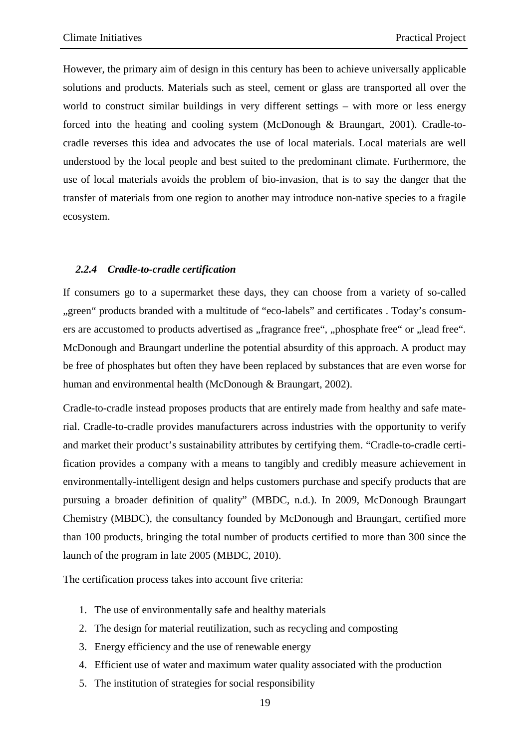However, the primary aim of design in this century has been to achieve universally applicable solutions and products. Materials such as steel, cement or glass are transported all over the world to construct similar buildings in very different settings – with more or less energy forced into the heating and cooling system (McDonough & Braungart, 2001). Cradle-to-cradle reverses this idea and advocates the use of local materials. Local materials are well understood by the local people and best suited to the predominant climate. Furthermore, the use of local materials avoids the problem of bio-invasion, that is to say the danger that the transfer of materials from one region to another may introduce non-native species to a fragile ecosystem.

### *2.2.4 Cradle-to-cradle certification*

If consumers go to a supermarket these days, they can choose from a variety of so-called „green“ products branded with a multitude of “eco-labels” and certificates . Today’s consumers are accustomed to products advertised as „fragrance free“, „phosphate free“ or „lead free“. McDonough and Braungart underline the potential absurdity of this approach. A product may be free of phosphates but often they have been replaced by substances that are even worse for human and environmental health (McDonough & Braungart, 2002).

Cradle-to-cradle instead proposes products that are entirely made from healthy and safe material. Cradle-to-cradle provides manufacturers across industries with the opportunity to verify and market their product’s sustainability attributes by certifying them. “Cradle-to-cradle certification provides a company with a means to tangibly and credibly measure achievement in environmentally-intelligent design and helps customers purchase and specify products that are pursuing a broader definition of quality” (MBDC, n.d.). In 2009, McDonough Braungart Chemistry (MBDC), the consultancy founded by McDonough and Braungart, certified more than 100 products, bringing the total number of products certified to more than 300 since the launch of the program in late 2005 (MBDC, 2010).

The certification process takes into account five criteria:

1. The use of environmentally safe and healthy materials
2. The design for material reutilization, such as recycling and composting
3. Energy efficiency and the use of renewable energy
4. Efficient use of water and maximum water quality associated with the production
5. The institution of strategies for social responsibility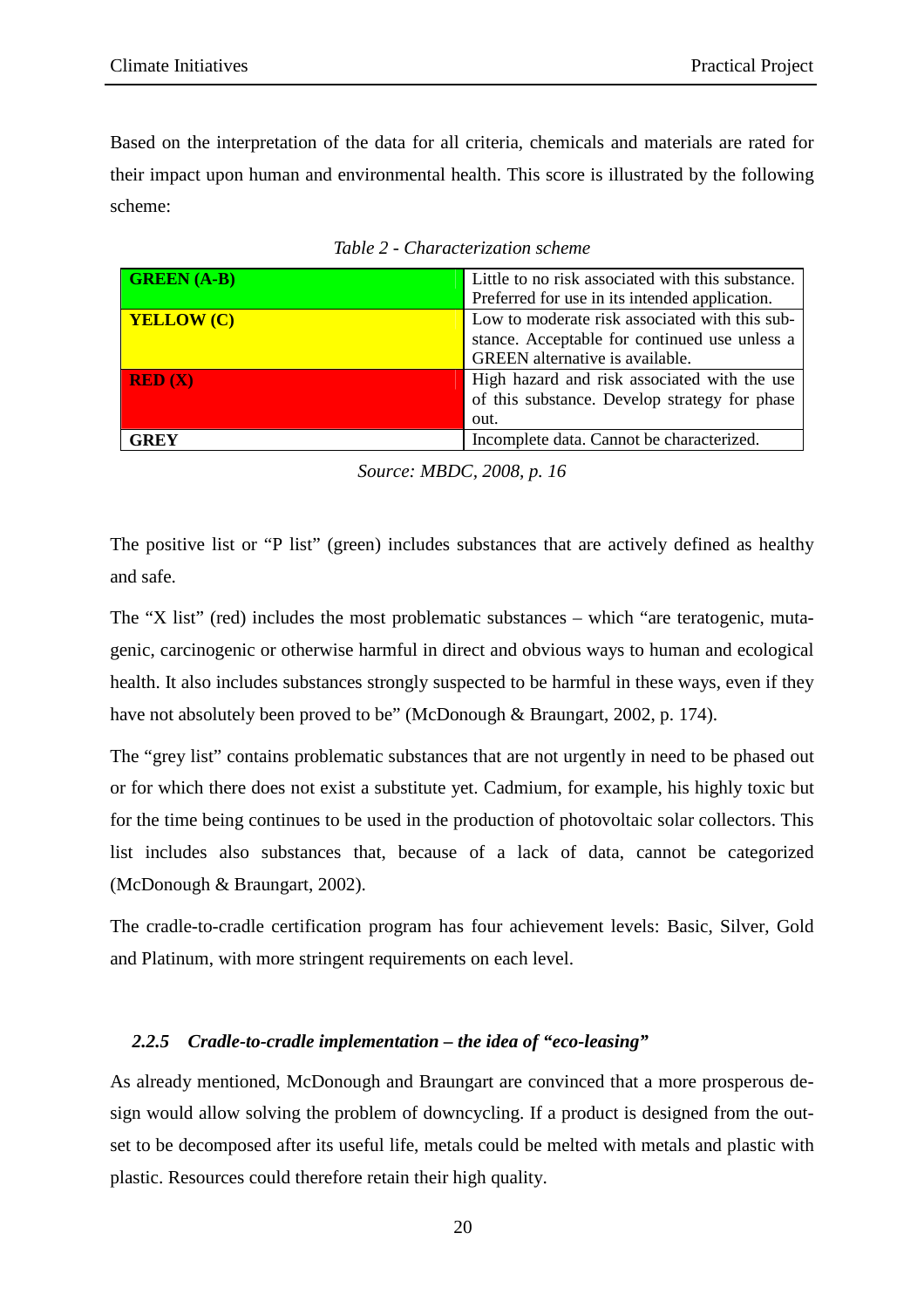Based on the interpretation of the data for all criteria, chemicals and materials are rated for their impact upon human and environmental health. This score is illustrated by the following scheme:

*Table 2 - Characterization scheme*

| | |
|---|---|
| **GREEN (A-B)** | Little to no risk associated with this substance. Preferred for use in its intended application. |
| **YELLOW (C)** | Low to moderate risk associated with this substance. Acceptable for continued use unless a GREEN alternative is available. |
| **RED (X)** | High hazard and risk associated with the use of this substance. Develop strategy for phase out. |
| **GREY** | Incomplete data. Cannot be characterized. |

*Source: MBDC, 2008, p. 16*

The positive list or "P list" (green) includes substances that are actively defined as healthy and safe.

The "X list" (red) includes the most problematic substances – which "are teratogenic, mutagenic, carcinogenic or otherwise harmful in direct and obvious ways to human and ecological health. It also includes substances strongly suspected to be harmful in these ways, even if they have not absolutely been proved to be" (McDonough & Braungart, 2002, p. 174).

The "grey list" contains problematic substances that are not urgently in need to be phased out or for which there does not exist a substitute yet. Cadmium, for example, his highly toxic but for the time being continues to be used in the production of photovoltaic solar collectors. This list includes also substances that, because of a lack of data, cannot be categorized (McDonough & Braungart, 2002).

The cradle-to-cradle certification program has four achievement levels: Basic, Silver, Gold and Platinum, with more stringent requirements on each level.

### *2.2.5 Cradle-to-cradle implementation – the idea of "eco-leasing"*

As already mentioned, McDonough and Braungart are convinced that a more prosperous design would allow solving the problem of downcycling. If a product is designed from the outset to be decomposed after its useful life, metals could be melted with metals and plastic with plastic. Resources could therefore retain their high quality.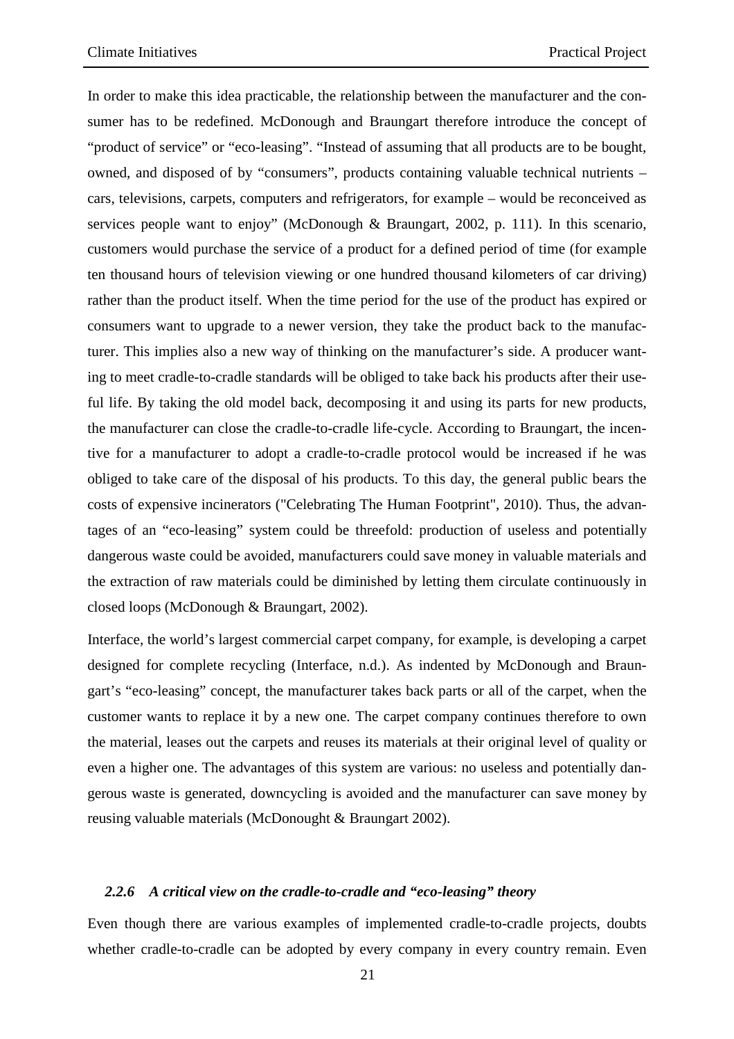In order to make this idea practicable, the relationship between the manufacturer and the consumer has to be redefined. McDonough and Braungart therefore introduce the concept of "product of service" or "eco-leasing". "Instead of assuming that all products are to be bought, owned, and disposed of by "consumers", products containing valuable technical nutrients – cars, televisions, carpets, computers and refrigerators, for example – would be reconceived as services people want to enjoy" (McDonough & Braungart, 2002, p. 111). In this scenario, customers would purchase the service of a product for a defined period of time (for example ten thousand hours of television viewing or one hundred thousand kilometers of car driving) rather than the product itself. When the time period for the use of the product has expired or consumers want to upgrade to a newer version, they take the product back to the manufacturer. This implies also a new way of thinking on the manufacturer's side. A producer wanting to meet cradle-to-cradle standards will be obliged to take back his products after their useful life. By taking the old model back, decomposing it and using its parts for new products, the manufacturer can close the cradle-to-cradle life-cycle. According to Braungart, the incentive for a manufacturer to adopt a cradle-to-cradle protocol would be increased if he was obliged to take care of the disposal of his products. To this day, the general public bears the costs of expensive incinerators ("Celebrating The Human Footprint", 2010). Thus, the advantages of an "eco-leasing" system could be threefold: production of useless and potentially dangerous waste could be avoided, manufacturers could save money in valuable materials and the extraction of raw materials could be diminished by letting them circulate continuously in closed loops (McDonough & Braungart, 2002).

Interface, the world's largest commercial carpet company, for example, is developing a carpet designed for complete recycling (Interface, n.d.). As indented by McDonough and Braungart's "eco-leasing" concept, the manufacturer takes back parts or all of the carpet, when the customer wants to replace it by a new one. The carpet company continues therefore to own the material, leases out the carpets and reuses its materials at their original level of quality or even a higher one. The advantages of this system are various: no useless and potentially dangerous waste is generated, downcycling is avoided and the manufacturer can save money by reusing valuable materials (McDonought & Braungart 2002).

#### *2.2.6 A critical view on the cradle-to-cradle and "eco-leasing" theory*

Even though there are various examples of implemented cradle-to-cradle projects, doubts whether cradle-to-cradle can be adopted by every company in every country remain. Even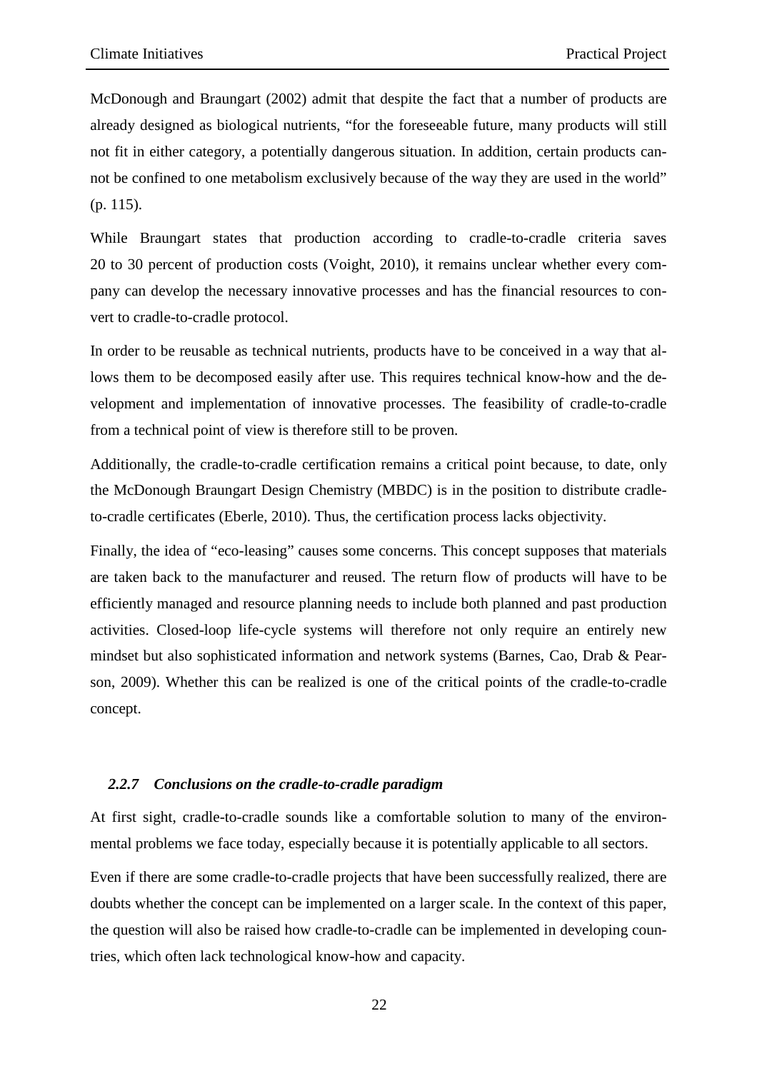McDonough and Braungart (2002) admit that despite the fact that a number of products are already designed as biological nutrients, "for the foreseeable future, many products will still not fit in either category, a potentially dangerous situation. In addition, certain products cannot be confined to one metabolism exclusively because of the way they are used in the world" (p. 115).

While Braungart states that production according to cradle-to-cradle criteria saves 20 to 30 percent of production costs (Voight, 2010), it remains unclear whether every company can develop the necessary innovative processes and has the financial resources to convert to cradle-to-cradle protocol.

In order to be reusable as technical nutrients, products have to be conceived in a way that allows them to be decomposed easily after use. This requires technical know-how and the development and implementation of innovative processes. The feasibility of cradle-to-cradle from a technical point of view is therefore still to be proven.

Additionally, the cradle-to-cradle certification remains a critical point because, to date, only the McDonough Braungart Design Chemistry (MBDC) is in the position to distribute cradle-to-cradle certificates (Eberle, 2010). Thus, the certification process lacks objectivity.

Finally, the idea of "eco-leasing" causes some concerns. This concept supposes that materials are taken back to the manufacturer and reused. The return flow of products will have to be efficiently managed and resource planning needs to include both planned and past production activities. Closed-loop life-cycle systems will therefore not only require an entirely new mindset but also sophisticated information and network systems (Barnes, Cao, Drab & Pearson, 2009). Whether this can be realized is one of the critical points of the cradle-to-cradle concept.

### *2.2.7 Conclusions on the cradle-to-cradle paradigm*

At first sight, cradle-to-cradle sounds like a comfortable solution to many of the environmental problems we face today, especially because it is potentially applicable to all sectors.

Even if there are some cradle-to-cradle projects that have been successfully realized, there are doubts whether the concept can be implemented on a larger scale. In the context of this paper, the question will also be raised how cradle-to-cradle can be implemented in developing countries, which often lack technological know-how and capacity.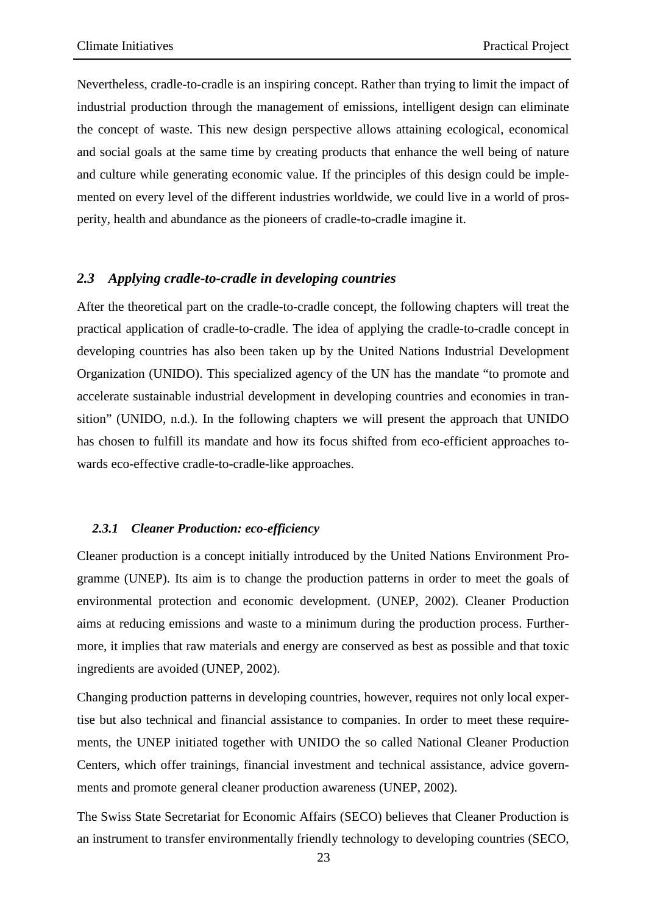Nevertheless, cradle-to-cradle is an inspiring concept. Rather than trying to limit the impact of industrial production through the management of emissions, intelligent design can eliminate the concept of waste. This new design perspective allows attaining ecological, economical and social goals at the same time by creating products that enhance the well being of nature and culture while generating economic value. If the principles of this design could be implemented on every level of the different industries worldwide, we could live in a world of prosperity, health and abundance as the pioneers of cradle-to-cradle imagine it.

## *2.3 Applying cradle-to-cradle in developing countries*

After the theoretical part on the cradle-to-cradle concept, the following chapters will treat the practical application of cradle-to-cradle. The idea of applying the cradle-to-cradle concept in developing countries has also been taken up by the United Nations Industrial Development Organization (UNIDO). This specialized agency of the UN has the mandate "to promote and accelerate sustainable industrial development in developing countries and economies in transition" (UNIDO, n.d.). In the following chapters we will present the approach that UNIDO has chosen to fulfill its mandate and how its focus shifted from eco-efficient approaches towards eco-effective cradle-to-cradle-like approaches.

### *2.3.1 Cleaner Production: eco-efficiency*

Cleaner production is a concept initially introduced by the United Nations Environment Programme (UNEP). Its aim is to change the production patterns in order to meet the goals of environmental protection and economic development. (UNEP, 2002). Cleaner Production aims at reducing emissions and waste to a minimum during the production process. Furthermore, it implies that raw materials and energy are conserved as best as possible and that toxic ingredients are avoided (UNEP, 2002).

Changing production patterns in developing countries, however, requires not only local expertise but also technical and financial assistance to companies. In order to meet these requirements, the UNEP initiated together with UNIDO the so called National Cleaner Production Centers, which offer trainings, financial investment and technical assistance, advice governments and promote general cleaner production awareness (UNEP, 2002).

The Swiss State Secretariat for Economic Affairs (SECO) believes that Cleaner Production is an instrument to transfer environmentally friendly technology to developing countries (SECO,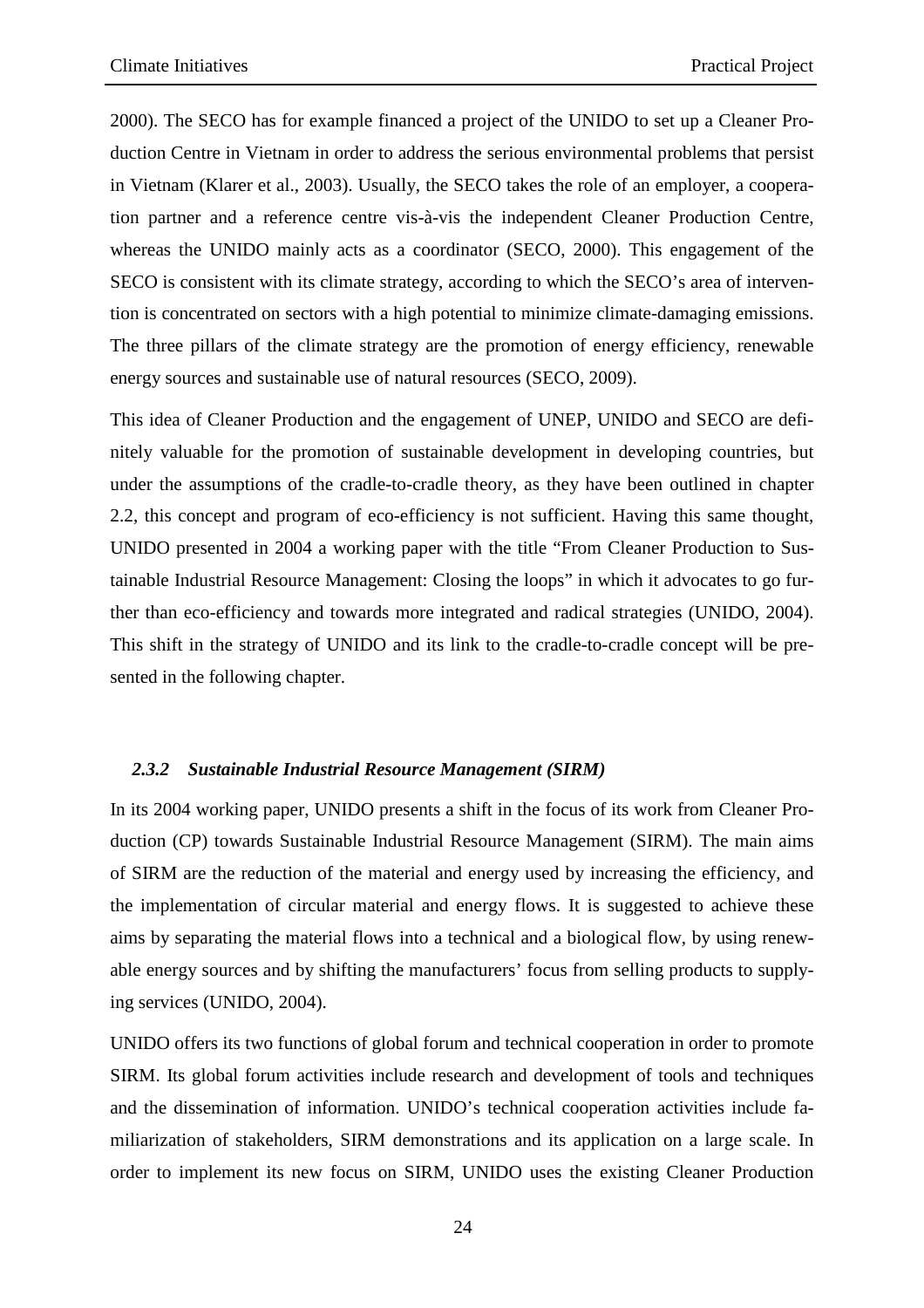2000). The SECO has for example financed a project of the UNIDO to set up a Cleaner Production Centre in Vietnam in order to address the serious environmental problems that persist in Vietnam (Klarer et al., 2003). Usually, the SECO takes the role of an employer, a cooperation partner and a reference centre vis-à-vis the independent Cleaner Production Centre, whereas the UNIDO mainly acts as a coordinator (SECO, 2000). This engagement of the SECO is consistent with its climate strategy, according to which the SECO's area of intervention is concentrated on sectors with a high potential to minimize climate-damaging emissions. The three pillars of the climate strategy are the promotion of energy efficiency, renewable energy sources and sustainable use of natural resources (SECO, 2009).

This idea of Cleaner Production and the engagement of UNEP, UNIDO and SECO are definitely valuable for the promotion of sustainable development in developing countries, but under the assumptions of the cradle-to-cradle theory, as they have been outlined in chapter 2.2, this concept and program of eco-efficiency is not sufficient. Having this same thought, UNIDO presented in 2004 a working paper with the title "From Cleaner Production to Sustainable Industrial Resource Management: Closing the loops" in which it advocates to go further than eco-efficiency and towards more integrated and radical strategies (UNIDO, 2004). This shift in the strategy of UNIDO and its link to the cradle-to-cradle concept will be presented in the following chapter.

### *2.3.2 Sustainable Industrial Resource Management (SIRM)*

In its 2004 working paper, UNIDO presents a shift in the focus of its work from Cleaner Production (CP) towards Sustainable Industrial Resource Management (SIRM). The main aims of SIRM are the reduction of the material and energy used by increasing the efficiency, and the implementation of circular material and energy flows. It is suggested to achieve these aims by separating the material flows into a technical and a biological flow, by using renewable energy sources and by shifting the manufacturers' focus from selling products to supplying services (UNIDO, 2004).

UNIDO offers its two functions of global forum and technical cooperation in order to promote SIRM. Its global forum activities include research and development of tools and techniques and the dissemination of information. UNIDO's technical cooperation activities include familiarization of stakeholders, SIRM demonstrations and its application on a large scale. In order to implement its new focus on SIRM, UNIDO uses the existing Cleaner Production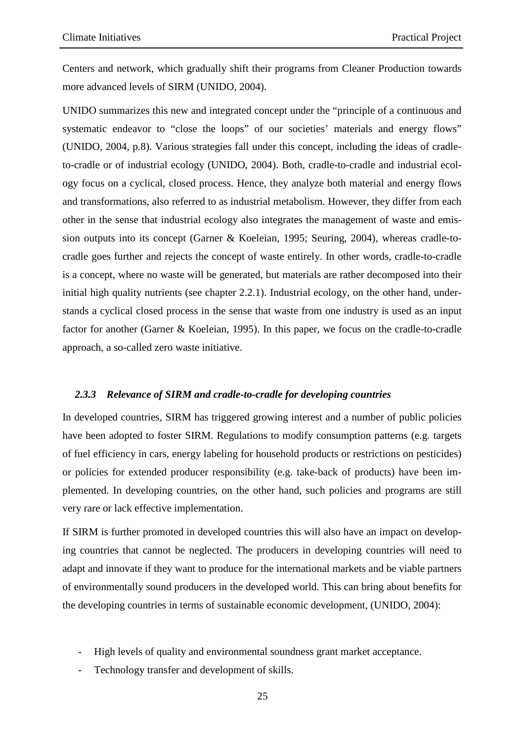Centers and network, which gradually shift their programs from Cleaner Production towards more advanced levels of SIRM (UNIDO, 2004).

UNIDO summarizes this new and integrated concept under the "principle of a continuous and systematic endeavor to "close the loops" of our societies' materials and energy flows" (UNIDO, 2004, p.8). Various strategies fall under this concept, including the ideas of cradle-to-cradle or of industrial ecology (UNIDO, 2004). Both, cradle-to-cradle and industrial ecology focus on a cyclical, closed process. Hence, they analyze both material and energy flows and transformations, also referred to as industrial metabolism. However, they differ from each other in the sense that industrial ecology also integrates the management of waste and emission outputs into its concept (Garner & Koeleian, 1995; Seuring, 2004), whereas cradle-to-cradle goes further and rejects the concept of waste entirely. In other words, cradle-to-cradle is a concept, where no waste will be generated, but materials are rather decomposed into their initial high quality nutrients (see chapter 2.2.1). Industrial ecology, on the other hand, understands a cyclical closed process in the sense that waste from one industry is used as an input factor for another (Garner & Koeleian, 1995). In this paper, we focus on the cradle-to-cradle approach, a so-called zero waste initiative.

### *2.3.3 Relevance of SIRM and cradle-to-cradle for developing countries*

In developed countries, SIRM has triggered growing interest and a number of public policies have been adopted to foster SIRM. Regulations to modify consumption patterns (e.g. targets of fuel efficiency in cars, energy labeling for household products or restrictions on pesticides) or policies for extended producer responsibility (e.g. take-back of products) have been implemented. In developing countries, on the other hand, such policies and programs are still very rare or lack effective implementation.

If SIRM is further promoted in developed countries this will also have an impact on developing countries that cannot be neglected. The producers in developing countries will need to adapt and innovate if they want to produce for the international markets and be viable partners of environmentally sound producers in the developed world. This can bring about benefits for the developing countries in terms of sustainable economic development, (UNIDO, 2004):

- High levels of quality and environmental soundness grant market acceptance.
- Technology transfer and development of skills.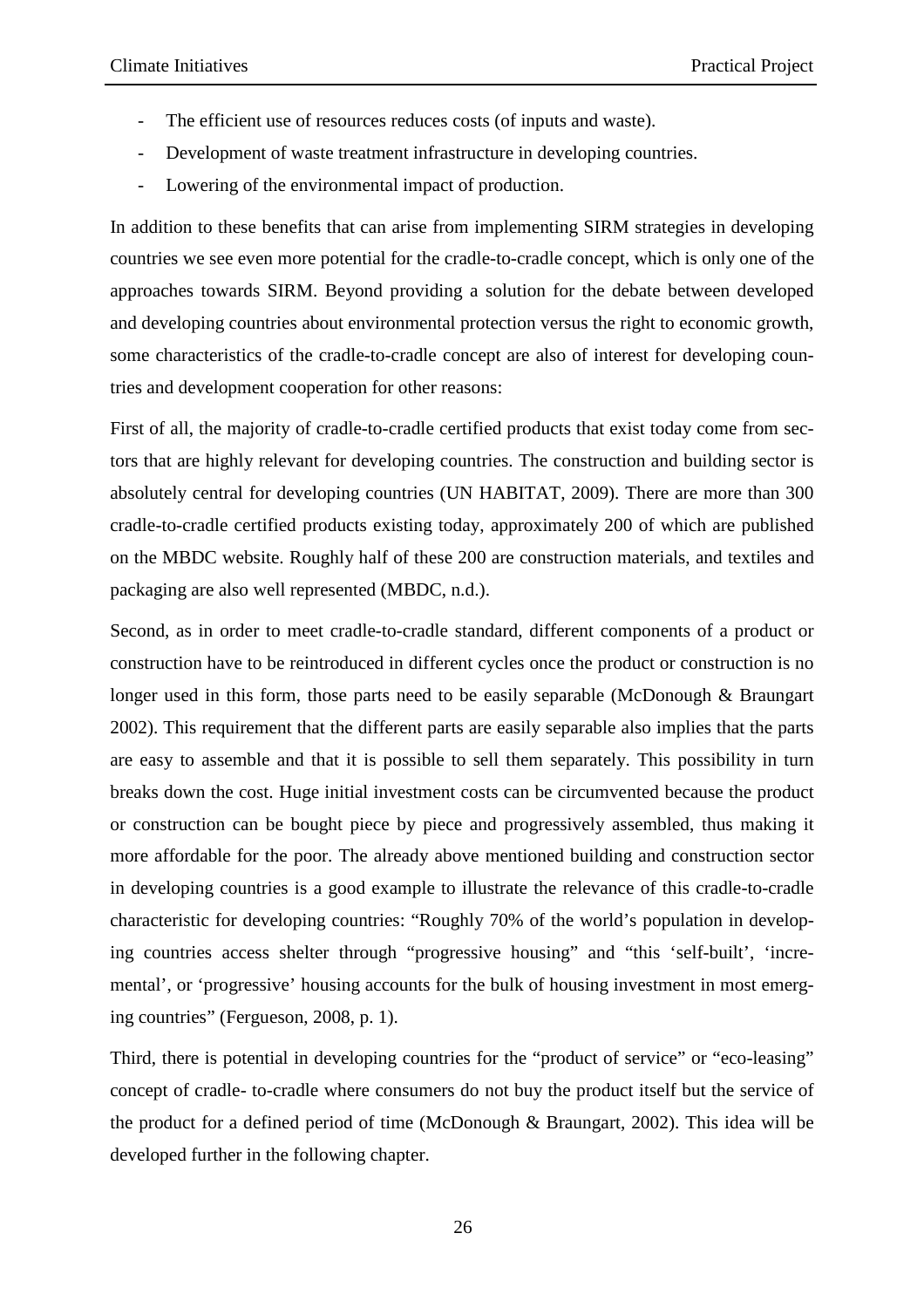- The efficient use of resources reduces costs (of inputs and waste).
- Development of waste treatment infrastructure in developing countries.
- Lowering of the environmental impact of production.

In addition to these benefits that can arise from implementing SIRM strategies in developing countries we see even more potential for the cradle-to-cradle concept, which is only one of the approaches towards SIRM. Beyond providing a solution for the debate between developed and developing countries about environmental protection versus the right to economic growth, some characteristics of the cradle-to-cradle concept are also of interest for developing countries and development cooperation for other reasons:

First of all, the majority of cradle-to-cradle certified products that exist today come from sectors that are highly relevant for developing countries. The construction and building sector is absolutely central for developing countries (UN HABITAT, 2009). There are more than 300 cradle-to-cradle certified products existing today, approximately 200 of which are published on the MBDC website. Roughly half of these 200 are construction materials, and textiles and packaging are also well represented (MBDC, n.d.).

Second, as in order to meet cradle-to-cradle standard, different components of a product or construction have to be reintroduced in different cycles once the product or construction is no longer used in this form, those parts need to be easily separable (McDonough & Braungart 2002). This requirement that the different parts are easily separable also implies that the parts are easy to assemble and that it is possible to sell them separately. This possibility in turn breaks down the cost. Huge initial investment costs can be circumvented because the product or construction can be bought piece by piece and progressively assembled, thus making it more affordable for the poor. The already above mentioned building and construction sector in developing countries is a good example to illustrate the relevance of this cradle-to-cradle characteristic for developing countries: "Roughly 70% of the world's population in developing countries access shelter through "progressive housing" and "this 'self-built', 'incremental', or 'progressive' housing accounts for the bulk of housing investment in most emerging countries" (Fergueson, 2008, p. 1).

Third, there is potential in developing countries for the "product of service" or "eco-leasing" concept of cradle- to-cradle where consumers do not buy the product itself but the service of the product for a defined period of time (McDonough & Braungart, 2002). This idea will be developed further in the following chapter.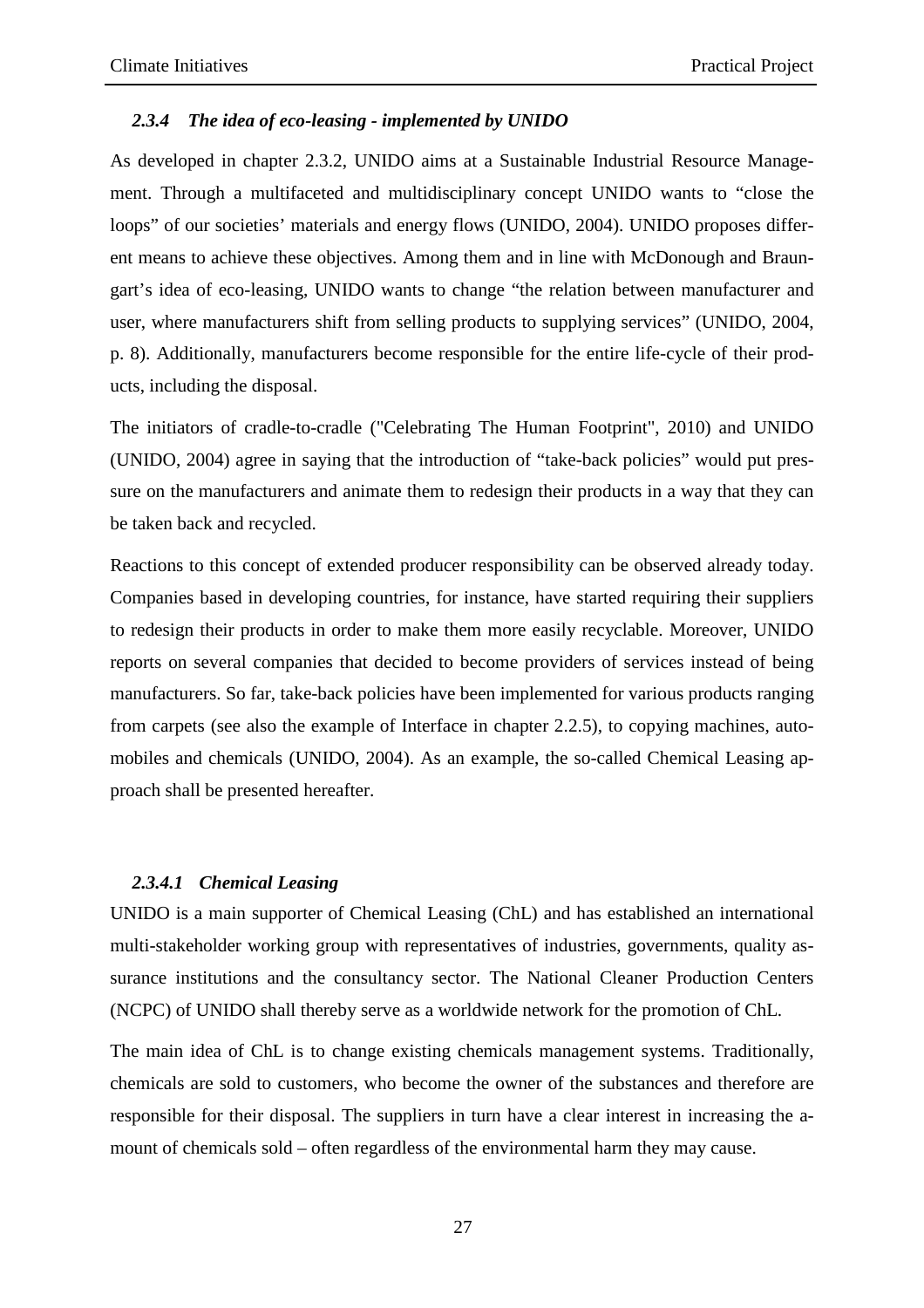### *2.3.4 The idea of eco-leasing - implemented by UNIDO*

As developed in chapter 2.3.2, UNIDO aims at a Sustainable Industrial Resource Management. Through a multifaceted and multidisciplinary concept UNIDO wants to "close the loops" of our societies' materials and energy flows (UNIDO, 2004). UNIDO proposes different means to achieve these objectives. Among them and in line with McDonough and Braungart's idea of eco-leasing, UNIDO wants to change "the relation between manufacturer and user, where manufacturers shift from selling products to supplying services" (UNIDO, 2004, p. 8). Additionally, manufacturers become responsible for the entire life-cycle of their products, including the disposal.

The initiators of cradle-to-cradle ("Celebrating The Human Footprint", 2010) and UNIDO (UNIDO, 2004) agree in saying that the introduction of "take-back policies" would put pressure on the manufacturers and animate them to redesign their products in a way that they can be taken back and recycled.

Reactions to this concept of extended producer responsibility can be observed already today. Companies based in developing countries, for instance, have started requiring their suppliers to redesign their products in order to make them more easily recyclable. Moreover, UNIDO reports on several companies that decided to become providers of services instead of being manufacturers. So far, take-back policies have been implemented for various products ranging from carpets (see also the example of Interface in chapter 2.2.5), to copying machines, automobiles and chemicals (UNIDO, 2004). As an example, the so-called Chemical Leasing approach shall be presented hereafter.

#### *2.3.4.1 Chemical Leasing*

UNIDO is a main supporter of Chemical Leasing (ChL) and has established an international multi-stakeholder working group with representatives of industries, governments, quality assurance institutions and the consultancy sector. The National Cleaner Production Centers (NCPC) of UNIDO shall thereby serve as a worldwide network for the promotion of ChL.

The main idea of ChL is to change existing chemicals management systems. Traditionally, chemicals are sold to customers, who become the owner of the substances and therefore are responsible for their disposal. The suppliers in turn have a clear interest in increasing the amount of chemicals sold – often regardless of the environmental harm they may cause.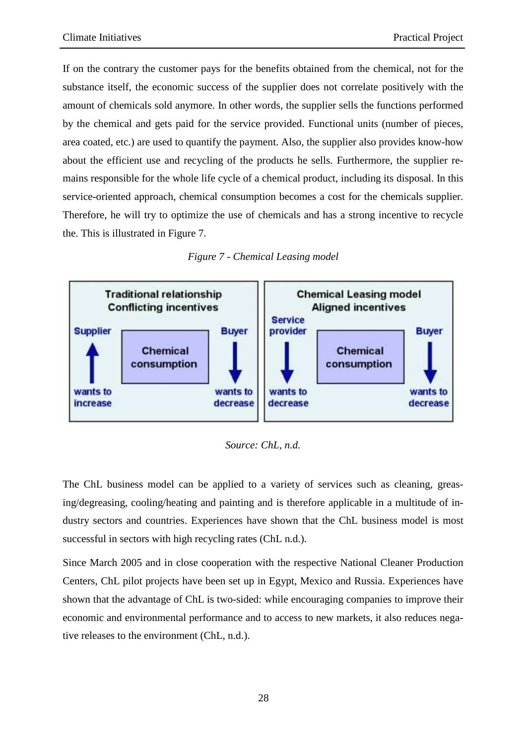If on the contrary the customer pays for the benefits obtained from the chemical, not for the substance itself, the economic success of the supplier does not correlate positively with the amount of chemicals sold anymore. In other words, the supplier sells the functions performed by the chemical and gets paid for the service provided. Functional units (number of pieces, area coated, etc.) are used to quantify the payment. Also, the supplier also provides know-how about the efficient use and recycling of the products he sells. Furthermore, the supplier remains responsible for the whole life cycle of a chemical product, including its disposal. In this service-oriented approach, chemical consumption becomes a cost for the chemicals supplier. Therefore, he will try to optimize the use of chemicals and has a strong incentive to recycle the. This is illustrated in Figure 7.

*Figure 7 - Chemical Leasing model*

*Source: ChL, n.d.*

The ChL business model can be applied to a variety of services such as cleaning, greasing/degreasing, cooling/heating and painting and is therefore applicable in a multitude of industry sectors and countries. Experiences have shown that the ChL business model is most successful in sectors with high recycling rates (ChL n.d.).

Since March 2005 and in close cooperation with the respective National Cleaner Production Centers, ChL pilot projects have been set up in Egypt, Mexico and Russia. Experiences have shown that the advantage of ChL is two-sided: while encouraging companies to improve their economic and environmental performance and to access to new markets, it also reduces negative releases to the environment (ChL, n.d.).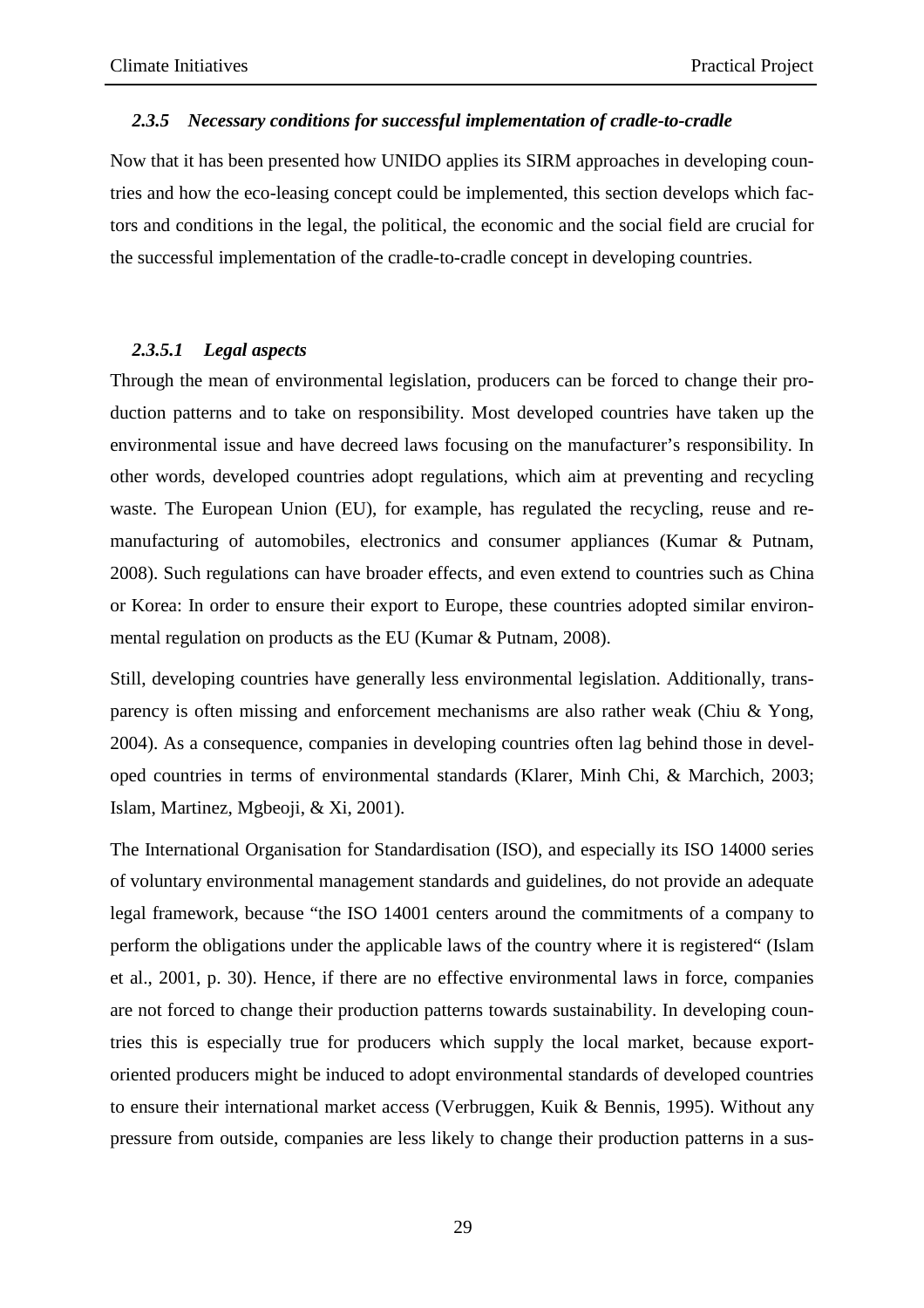### *2.3.5 Necessary conditions for successful implementation of cradle-to-cradle*

Now that it has been presented how UNIDO applies its SIRM approaches in developing countries and how the eco-leasing concept could be implemented, this section develops which factors and conditions in the legal, the political, the economic and the social field are crucial for the successful implementation of the cradle-to-cradle concept in developing countries.

#### *2.3.5.1 Legal aspects*

Through the mean of environmental legislation, producers can be forced to change their production patterns and to take on responsibility. Most developed countries have taken up the environmental issue and have decreed laws focusing on the manufacturer's responsibility. In other words, developed countries adopt regulations, which aim at preventing and recycling waste. The European Union (EU), for example, has regulated the recycling, reuse and remanufacturing of automobiles, electronics and consumer appliances (Kumar & Putnam, 2008). Such regulations can have broader effects, and even extend to countries such as China or Korea: In order to ensure their export to Europe, these countries adopted similar environmental regulation on products as the EU (Kumar & Putnam, 2008).

Still, developing countries have generally less environmental legislation. Additionally, transparency is often missing and enforcement mechanisms are also rather weak (Chiu & Yong, 2004). As a consequence, companies in developing countries often lag behind those in developed countries in terms of environmental standards (Klarer, Minh Chi, & Marchich, 2003; Islam, Martinez, Mgbeoji, & Xi, 2001).

The International Organisation for Standardisation (ISO), and especially its ISO 14000 series of voluntary environmental management standards and guidelines, do not provide an adequate legal framework, because "the ISO 14001 centers around the commitments of a company to perform the obligations under the applicable laws of the country where it is registered" (Islam et al., 2001, p. 30). Hence, if there are no effective environmental laws in force, companies are not forced to change their production patterns towards sustainability. In developing countries this is especially true for producers which supply the local market, because export-oriented producers might be induced to adopt environmental standards of developed countries to ensure their international market access (Verbruggen, Kuik & Bennis, 1995). Without any pressure from outside, companies are less likely to change their production patterns in a sus-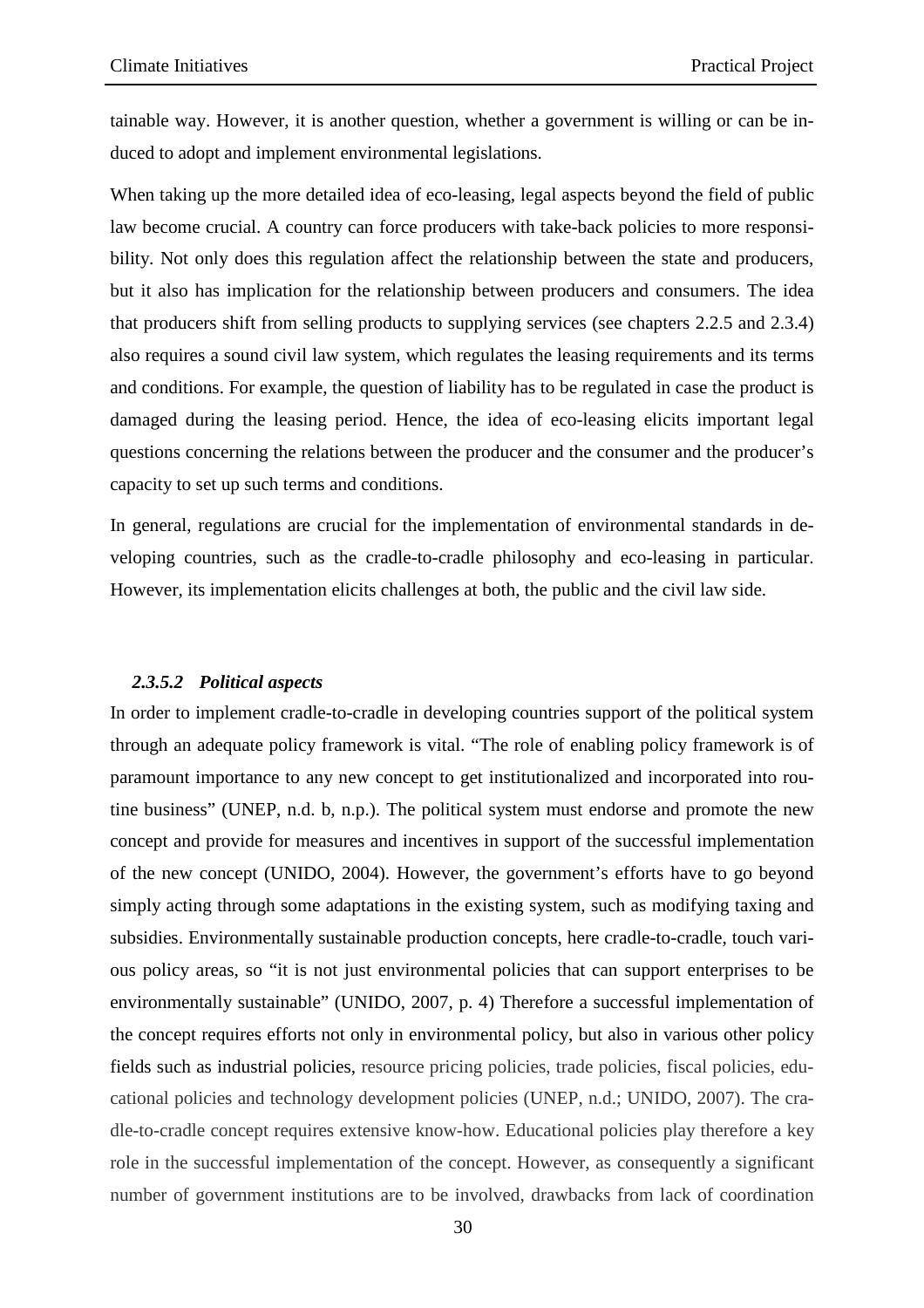tainable way. However, it is another question, whether a government is willing or can be induced to adopt and implement environmental legislations.

When taking up the more detailed idea of eco-leasing, legal aspects beyond the field of public law become crucial. A country can force producers with take-back policies to more responsibility. Not only does this regulation affect the relationship between the state and producers, but it also has implication for the relationship between producers and consumers. The idea that producers shift from selling products to supplying services (see chapters 2.2.5 and 2.3.4) also requires a sound civil law system, which regulates the leasing requirements and its terms and conditions. For example, the question of liability has to be regulated in case the product is damaged during the leasing period. Hence, the idea of eco-leasing elicits important legal questions concerning the relations between the producer and the consumer and the producer's capacity to set up such terms and conditions.

In general, regulations are crucial for the implementation of environmental standards in developing countries, such as the cradle-to-cradle philosophy and eco-leasing in particular. However, its implementation elicits challenges at both, the public and the civil law side.

#### *2.3.5.2 Political aspects*

In order to implement cradle-to-cradle in developing countries support of the political system through an adequate policy framework is vital. "The role of enabling policy framework is of paramount importance to any new concept to get institutionalized and incorporated into routine business" (UNEP, n.d. b, n.p.). The political system must endorse and promote the new concept and provide for measures and incentives in support of the successful implementation of the new concept (UNIDO, 2004). However, the government's efforts have to go beyond simply acting through some adaptations in the existing system, such as modifying taxing and subsidies. Environmentally sustainable production concepts, here cradle-to-cradle, touch various policy areas, so "it is not just environmental policies that can support enterprises to be environmentally sustainable" (UNIDO, 2007, p. 4) Therefore a successful implementation of the concept requires efforts not only in environmental policy, but also in various other policy fields such as industrial policies, resource pricing policies, trade policies, fiscal policies, educational policies and technology development policies (UNEP, n.d.; UNIDO, 2007). The cradle-to-cradle concept requires extensive know-how. Educational policies play therefore a key role in the successful implementation of the concept. However, as consequently a significant number of government institutions are to be involved, drawbacks from lack of coordination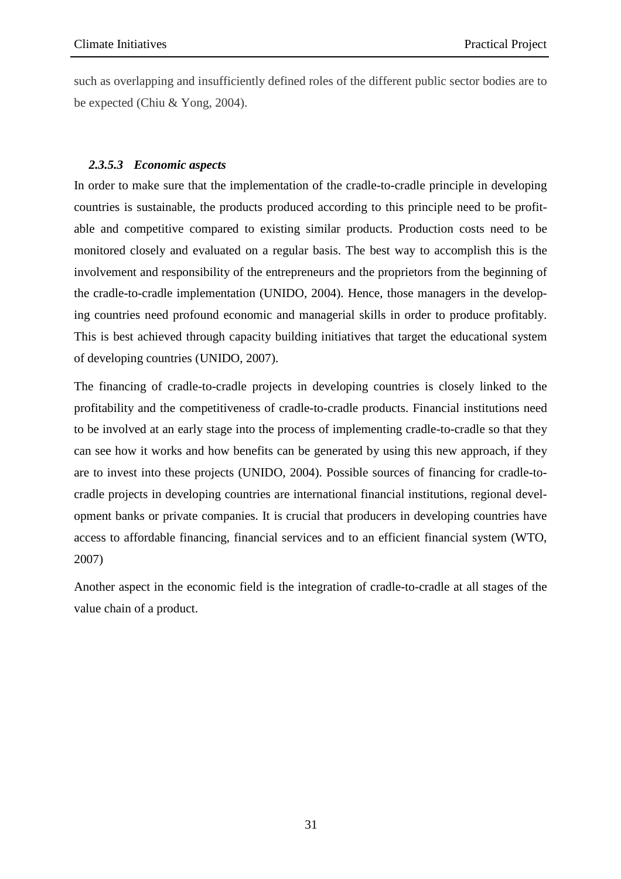such as overlapping and insufficiently defined roles of the different public sector bodies are to be expected (Chiu & Yong, 2004).

#### *2.3.5.3 Economic aspects*

In order to make sure that the implementation of the cradle-to-cradle principle in developing countries is sustainable, the products produced according to this principle need to be profitable and competitive compared to existing similar products. Production costs need to be monitored closely and evaluated on a regular basis. The best way to accomplish this is the involvement and responsibility of the entrepreneurs and the proprietors from the beginning of the cradle-to-cradle implementation (UNIDO, 2004). Hence, those managers in the developing countries need profound economic and managerial skills in order to produce profitably. This is best achieved through capacity building initiatives that target the educational system of developing countries (UNIDO, 2007).

The financing of cradle-to-cradle projects in developing countries is closely linked to the profitability and the competitiveness of cradle-to-cradle products. Financial institutions need to be involved at an early stage into the process of implementing cradle-to-cradle so that they can see how it works and how benefits can be generated by using this new approach, if they are to invest into these projects (UNIDO, 2004). Possible sources of financing for cradle-to-cradle projects in developing countries are international financial institutions, regional development banks or private companies. It is crucial that producers in developing countries have access to affordable financing, financial services and to an efficient financial system (WTO, 2007)

Another aspect in the economic field is the integration of cradle-to-cradle at all stages of the value chain of a product.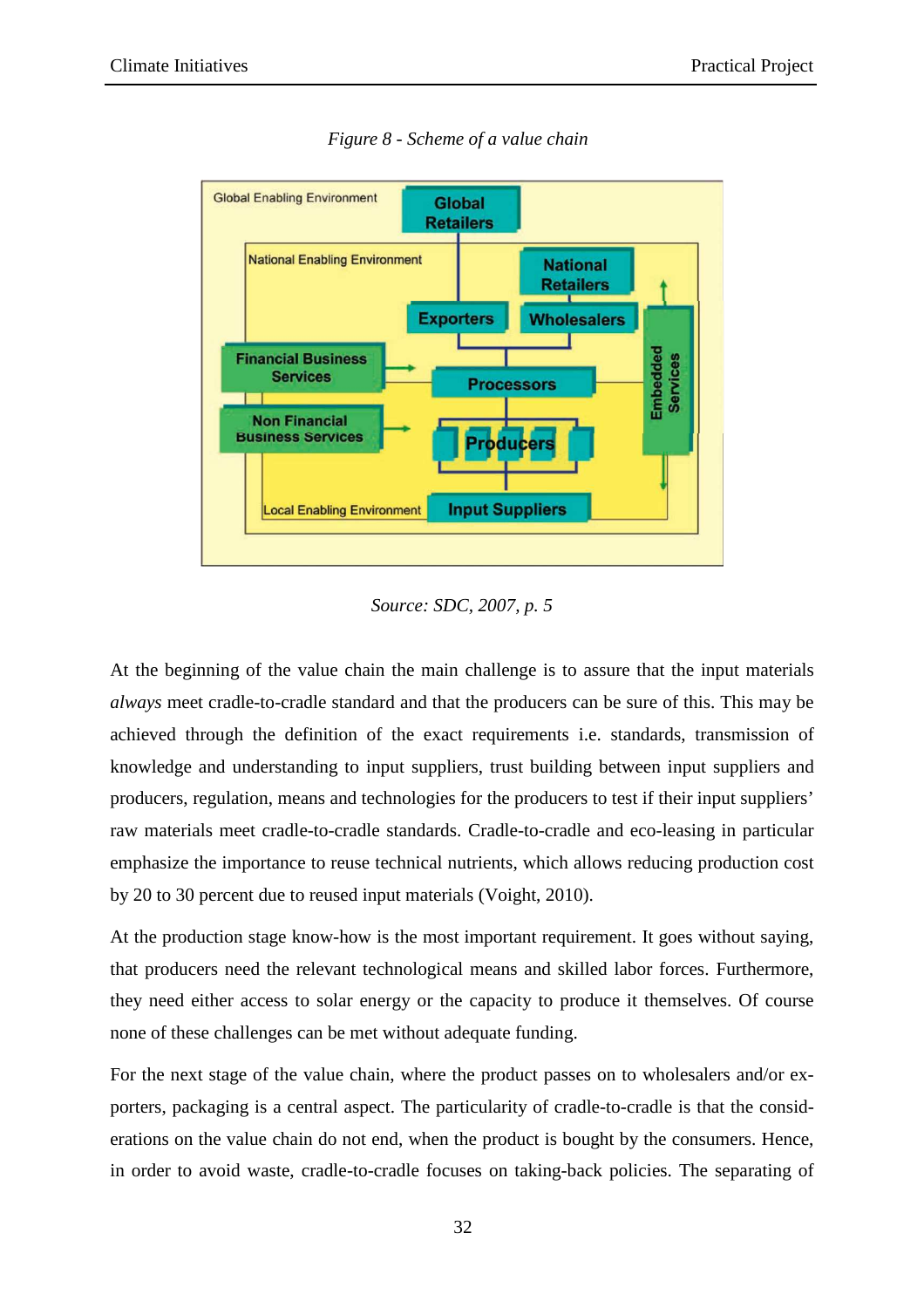*Figure 8 - Scheme of a value chain*

*Source: SDC, 2007, p. 5*

At the beginning of the value chain the main challenge is to assure that the input materials *always* meet cradle-to-cradle standard and that the producers can be sure of this. This may be achieved through the definition of the exact requirements i.e. standards, transmission of knowledge and understanding to input suppliers, trust building between input suppliers and producers, regulation, means and technologies for the producers to test if their input suppliers' raw materials meet cradle-to-cradle standards. Cradle-to-cradle and eco-leasing in particular emphasize the importance to reuse technical nutrients, which allows reducing production cost by 20 to 30 percent due to reused input materials (Voight, 2010).

At the production stage know-how is the most important requirement. It goes without saying, that producers need the relevant technological means and skilled labor forces. Furthermore, they need either access to solar energy or the capacity to produce it themselves. Of course none of these challenges can be met without adequate funding.

For the next stage of the value chain, where the product passes on to wholesalers and/or exporters, packaging is a central aspect. The particularity of cradle-to-cradle is that the considerations on the value chain do not end, when the product is bought by the consumers. Hence, in order to avoid waste, cradle-to-cradle focuses on taking-back policies. The separating of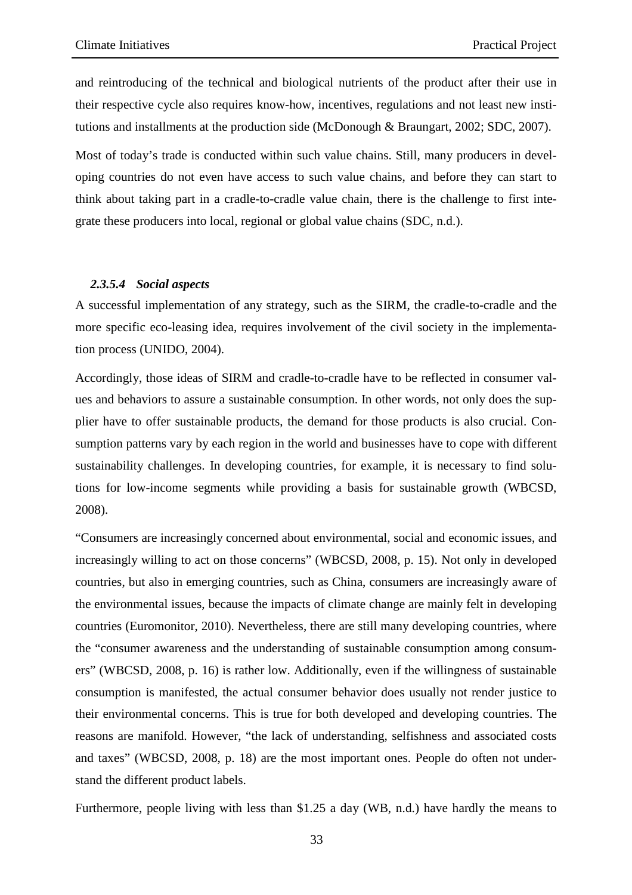and reintroducing of the technical and biological nutrients of the product after their use in their respective cycle also requires know-how, incentives, regulations and not least new institutions and installments at the production side (McDonough & Braungart, 2002; SDC, 2007).

Most of today's trade is conducted within such value chains. Still, many producers in developing countries do not even have access to such value chains, and before they can start to think about taking part in a cradle-to-cradle value chain, there is the challenge to first integrate these producers into local, regional or global value chains (SDC, n.d.).

#### *2.3.5.4 Social aspects*

A successful implementation of any strategy, such as the SIRM, the cradle-to-cradle and the more specific eco-leasing idea, requires involvement of the civil society in the implementation process (UNIDO, 2004).

Accordingly, those ideas of SIRM and cradle-to-cradle have to be reflected in consumer values and behaviors to assure a sustainable consumption. In other words, not only does the supplier have to offer sustainable products, the demand for those products is also crucial. Consumption patterns vary by each region in the world and businesses have to cope with different sustainability challenges. In developing countries, for example, it is necessary to find solutions for low-income segments while providing a basis for sustainable growth (WBCSD, 2008).

"Consumers are increasingly concerned about environmental, social and economic issues, and increasingly willing to act on those concerns" (WBCSD, 2008, p. 15). Not only in developed countries, but also in emerging countries, such as China, consumers are increasingly aware of the environmental issues, because the impacts of climate change are mainly felt in developing countries (Euromonitor, 2010). Nevertheless, there are still many developing countries, where the "consumer awareness and the understanding of sustainable consumption among consumers" (WBCSD, 2008, p. 16) is rather low. Additionally, even if the willingness of sustainable consumption is manifested, the actual consumer behavior does usually not render justice to their environmental concerns. This is true for both developed and developing countries. The reasons are manifold. However, "the lack of understanding, selfishness and associated costs and taxes" (WBCSD, 2008, p. 18) are the most important ones. People do often not understand the different product labels.

Furthermore, people living with less than $1.25 a day (WB, n.d.) have hardly the means to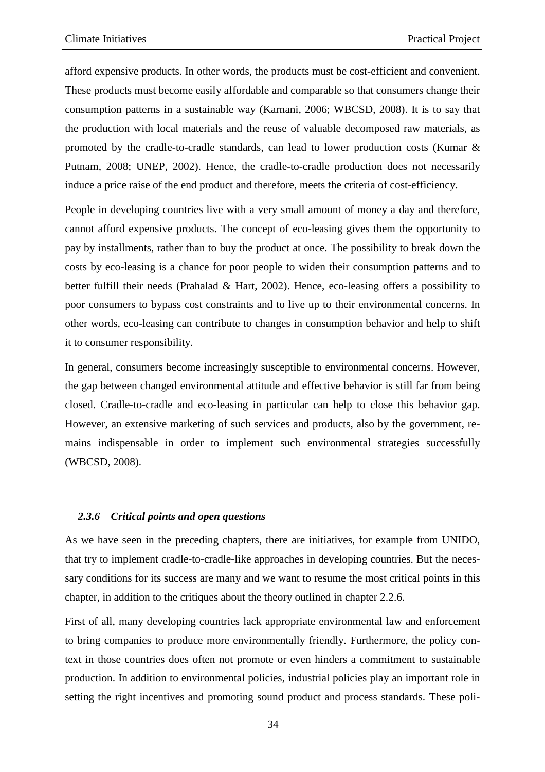afford expensive products. In other words, the products must be cost-efficient and convenient. These products must become easily affordable and comparable so that consumers change their consumption patterns in a sustainable way (Karnani, 2006; WBCSD, 2008). It is to say that the production with local materials and the reuse of valuable decomposed raw materials, as promoted by the cradle-to-cradle standards, can lead to lower production costs (Kumar & Putnam, 2008; UNEP, 2002). Hence, the cradle-to-cradle production does not necessarily induce a price raise of the end product and therefore, meets the criteria of cost-efficiency.

People in developing countries live with a very small amount of money a day and therefore, cannot afford expensive products. The concept of eco-leasing gives them the opportunity to pay by installments, rather than to buy the product at once. The possibility to break down the costs by eco-leasing is a chance for poor people to widen their consumption patterns and to better fulfill their needs (Prahalad & Hart, 2002). Hence, eco-leasing offers a possibility to poor consumers to bypass cost constraints and to live up to their environmental concerns. In other words, eco-leasing can contribute to changes in consumption behavior and help to shift it to consumer responsibility.

In general, consumers become increasingly susceptible to environmental concerns. However, the gap between changed environmental attitude and effective behavior is still far from being closed. Cradle-to-cradle and eco-leasing in particular can help to close this behavior gap. However, an extensive marketing of such services and products, also by the government, remains indispensable in order to implement such environmental strategies successfully (WBCSD, 2008).

#### *2.3.6 Critical points and open questions*

As we have seen in the preceding chapters, there are initiatives, for example from UNIDO, that try to implement cradle-to-cradle-like approaches in developing countries. But the necessary conditions for its success are many and we want to resume the most critical points in this chapter, in addition to the critiques about the theory outlined in chapter 2.2.6.

First of all, many developing countries lack appropriate environmental law and enforcement to bring companies to produce more environmentally friendly. Furthermore, the policy context in those countries does often not promote or even hinders a commitment to sustainable production. In addition to environmental policies, industrial policies play an important role in setting the right incentives and promoting sound product and process standards. These poli-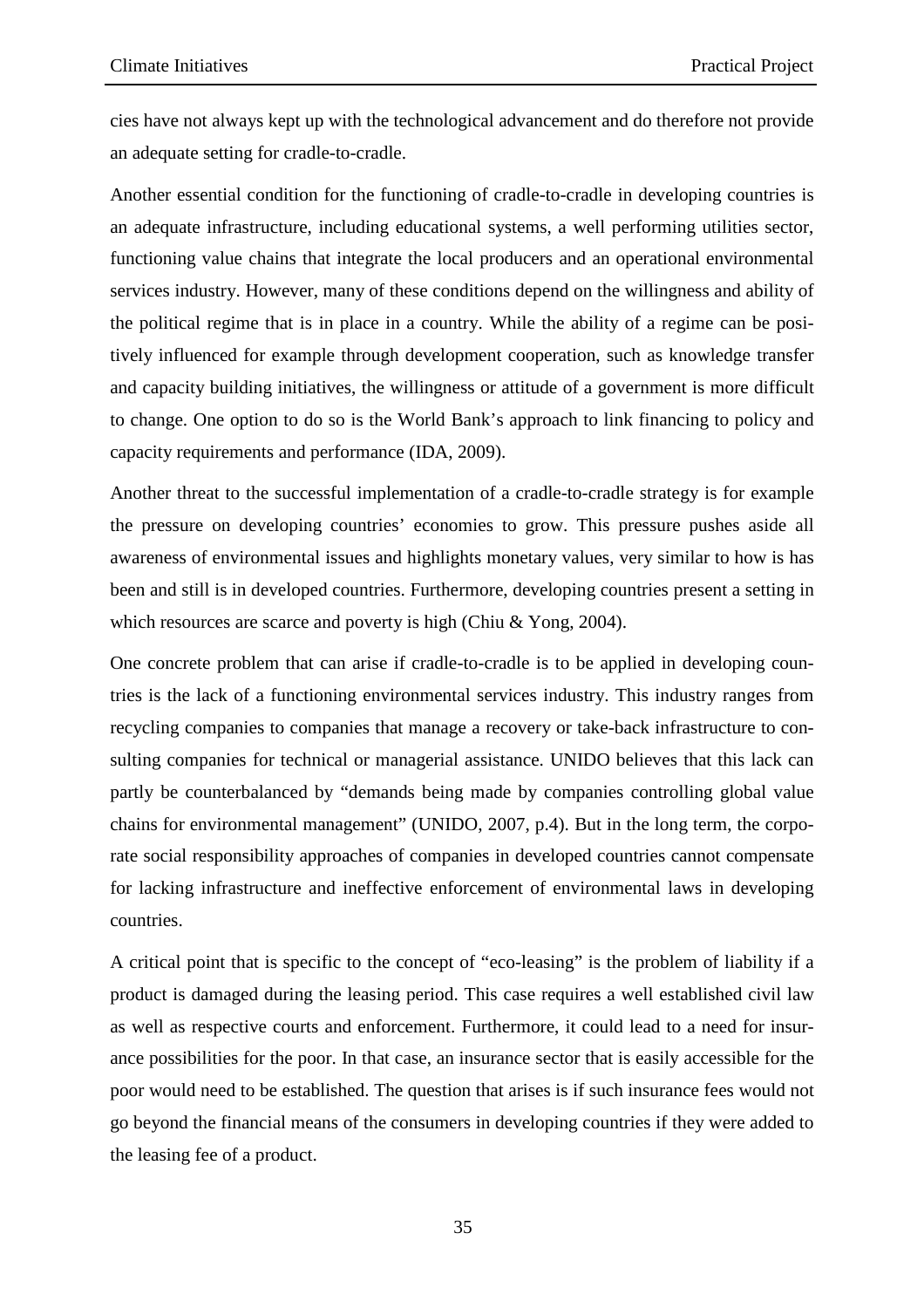cies have not always kept up with the technological advancement and do therefore not provide an adequate setting for cradle-to-cradle.

Another essential condition for the functioning of cradle-to-cradle in developing countries is an adequate infrastructure, including educational systems, a well performing utilities sector, functioning value chains that integrate the local producers and an operational environmental services industry. However, many of these conditions depend on the willingness and ability of the political regime that is in place in a country. While the ability of a regime can be positively influenced for example through development cooperation, such as knowledge transfer and capacity building initiatives, the willingness or attitude of a government is more difficult to change. One option to do so is the World Bank's approach to link financing to policy and capacity requirements and performance (IDA, 2009).

Another threat to the successful implementation of a cradle-to-cradle strategy is for example the pressure on developing countries' economies to grow. This pressure pushes aside all awareness of environmental issues and highlights monetary values, very similar to how is has been and still is in developed countries. Furthermore, developing countries present a setting in which resources are scarce and poverty is high (Chiu & Yong, 2004).

One concrete problem that can arise if cradle-to-cradle is to be applied in developing countries is the lack of a functioning environmental services industry. This industry ranges from recycling companies to companies that manage a recovery or take-back infrastructure to consulting companies for technical or managerial assistance. UNIDO believes that this lack can partly be counterbalanced by "demands being made by companies controlling global value chains for environmental management" (UNIDO, 2007, p.4). But in the long term, the corporate social responsibility approaches of companies in developed countries cannot compensate for lacking infrastructure and ineffective enforcement of environmental laws in developing countries.

A critical point that is specific to the concept of "eco-leasing" is the problem of liability if a product is damaged during the leasing period. This case requires a well established civil law as well as respective courts and enforcement. Furthermore, it could lead to a need for insurance possibilities for the poor. In that case, an insurance sector that is easily accessible for the poor would need to be established. The question that arises is if such insurance fees would not go beyond the financial means of the consumers in developing countries if they were added to the leasing fee of a product.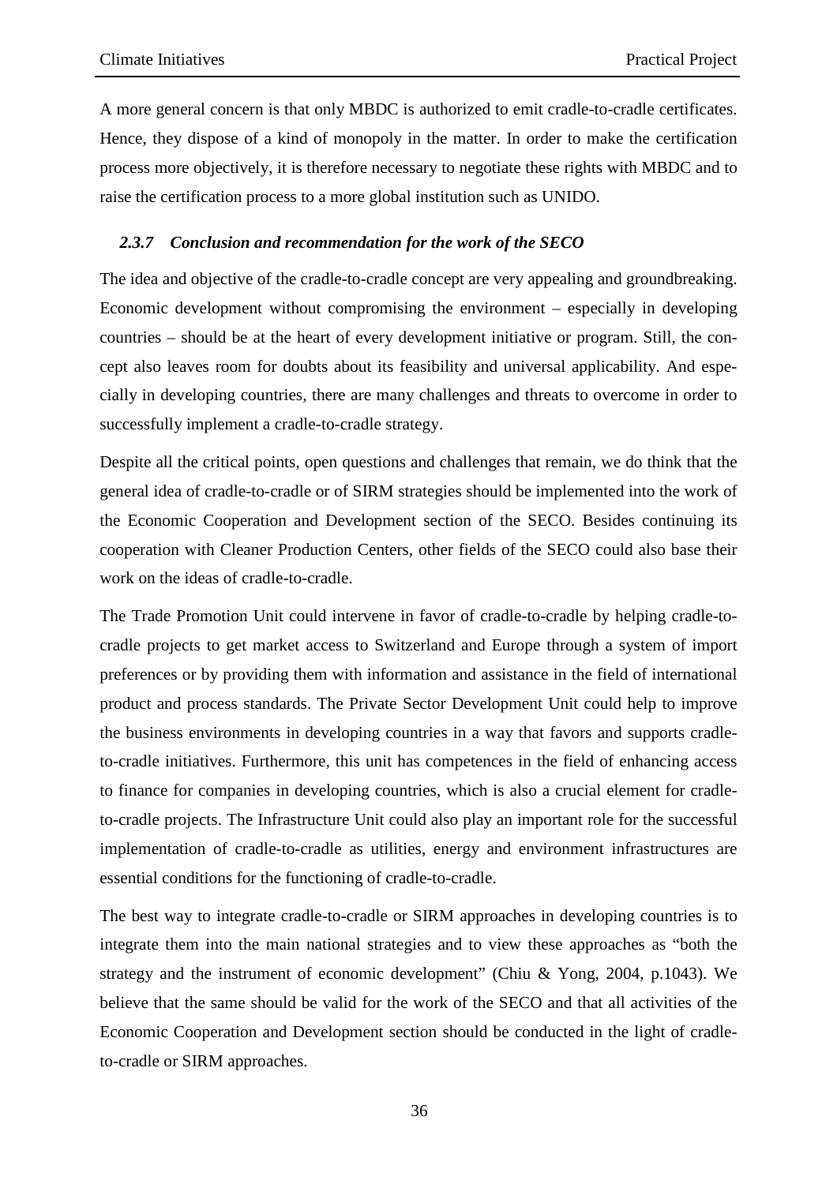A more general concern is that only MBDC is authorized to emit cradle-to-cradle certificates. Hence, they dispose of a kind of monopoly in the matter. In order to make the certification process more objectively, it is therefore necessary to negotiate these rights with MBDC and to raise the certification process to a more global institution such as UNIDO.

### *2.3.7 Conclusion and recommendation for the work of the SECO*

The idea and objective of the cradle-to-cradle concept are very appealing and groundbreaking. Economic development without compromising the environment – especially in developing countries – should be at the heart of every development initiative or program. Still, the concept also leaves room for doubts about its feasibility and universal applicability. And especially in developing countries, there are many challenges and threats to overcome in order to successfully implement a cradle-to-cradle strategy.

Despite all the critical points, open questions and challenges that remain, we do think that the general idea of cradle-to-cradle or of SIRM strategies should be implemented into the work of the Economic Cooperation and Development section of the SECO. Besides continuing its cooperation with Cleaner Production Centers, other fields of the SECO could also base their work on the ideas of cradle-to-cradle.

The Trade Promotion Unit could intervene in favor of cradle-to-cradle by helping cradle-to-cradle projects to get market access to Switzerland and Europe through a system of import preferences or by providing them with information and assistance in the field of international product and process standards. The Private Sector Development Unit could help to improve the business environments in developing countries in a way that favors and supports cradle-to-cradle initiatives. Furthermore, this unit has competences in the field of enhancing access to finance for companies in developing countries, which is also a crucial element for cradle-to-cradle projects. The Infrastructure Unit could also play an important role for the successful implementation of cradle-to-cradle as utilities, energy and environment infrastructures are essential conditions for the functioning of cradle-to-cradle.

The best way to integrate cradle-to-cradle or SIRM approaches in developing countries is to integrate them into the main national strategies and to view these approaches as "both the strategy and the instrument of economic development" (Chiu & Yong, 2004, p.1043). We believe that the same should be valid for the work of the SECO and that all activities of the Economic Cooperation and Development section should be conducted in the light of cradle-to-cradle or SIRM approaches.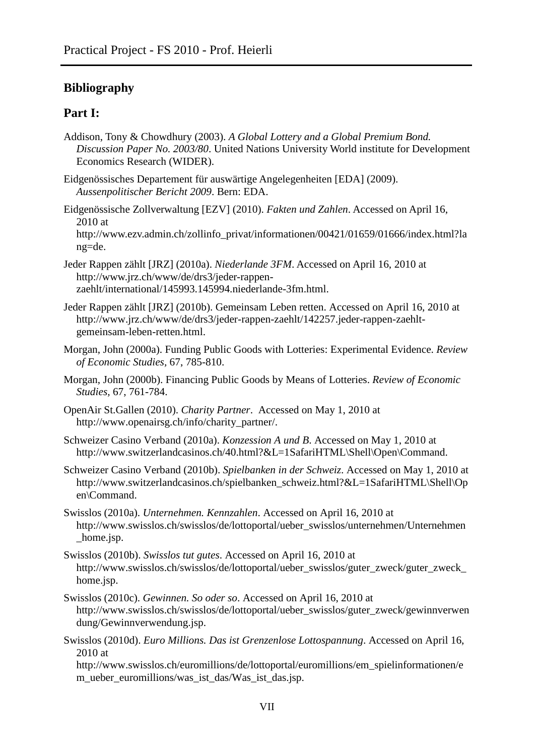## Bibliography

## Part I:

Addison, Tony & Chowdhury (2003). *A Global Lottery and a Global Premium Bond. Discussion Paper No. 2003/80*. United Nations University World institute for Development Economics Research (WIDER).

Eidgenössisches Departement für auswärtige Angelegenheiten [EDA] (2009). *Aussenpolitischer Bericht 2009*. Bern: EDA.

Eidgenössische Zollverwaltung [EZV] (2010). *Fakten und Zahlen*. Accessed on April 16, 2010 at http://www.ezv.admin.ch/zollinfo_privat/informationen/00421/01659/01666/index.html?lang=de.

Jeder Rappen zählt [JRZ] (2010a). *Niederlande 3FM*. Accessed on April 16, 2010 at http://www.jrz.ch/www/de/drs3/jeder-rappen-zaehlt/international/145993.145994.niederlande-3fm.html.

Jeder Rappen zählt [JRZ] (2010b). Gemeinsam Leben retten. Accessed on April 16, 2010 at http://www.jrz.ch/www/de/drs3/jeder-rappen-zaehlt/142257.jeder-rappen-zaehlt-gemeinsam-leben-retten.html.

Morgan, John (2000a). Funding Public Goods with Lotteries: Experimental Evidence. *Review of Economic Studies*, 67, 785-810.

Morgan, John (2000b). Financing Public Goods by Means of Lotteries. *Review of Economic Studies*, 67, 761-784.

OpenAir St.Gallen (2010). *Charity Partner*. Accessed on May 1, 2010 at http://www.openairsg.ch/info/charity_partner/.

Schweizer Casino Verband (2010a). *Konzession A und B*. Accessed on May 1, 2010 at http://www.switzerlandcasinos.ch/40.html?&L=1SafariHTML\Shell\Open\Command.

Schweizer Casino Verband (2010b). *Spielbanken in der Schweiz*. Accessed on May 1, 2010 at http://www.switzerlandcasinos.ch/spielbanken_schweiz.html?&L=1SafariHTML\Shell\Open\Command.

Swisslos (2010a). *Unternehmen. Kennzahlen*. Accessed on April 16, 2010 at http://www.swisslos.ch/swisslos/de/lottoportal/ueber_swisslos/unternehmen/Unternehmen_home.jsp.

Swisslos (2010b). *Swisslos tut gutes*. Accessed on April 16, 2010 at http://www.swisslos.ch/swisslos/de/lottoportal/ueber_swisslos/guter_zweck/guter_zweck_home.jsp.

Swisslos (2010c). *Gewinnen. So oder so*. Accessed on April 16, 2010 at http://www.swisslos.ch/swisslos/de/lottoportal/ueber_swisslos/guter_zweck/gewinnverwendung/Gewinnverwendung.jsp.

Swisslos (2010d). *Euro Millions. Das ist Grenzenlose Lottospannung*. Accessed on April 16, 2010 at http://www.swisslos.ch/euromillions/de/lottoportal/euromillions/em_spielinformationen/em_ueber_euromillions/was_ist_das/Was_ist_das.jsp.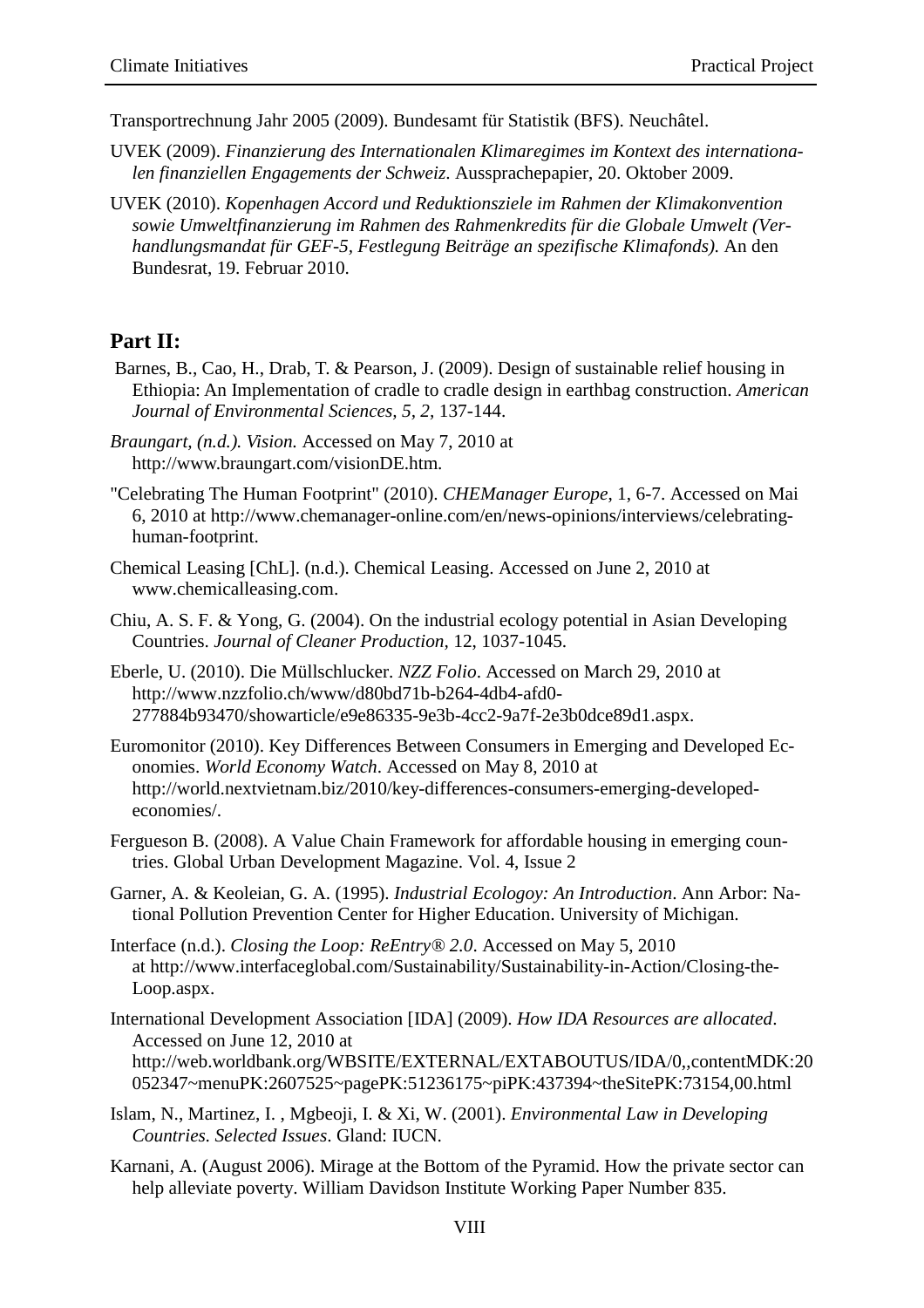Transportrechnung Jahr 2005 (2009). Bundesamt für Statistik (BFS). Neuchâtel.

UVEK (2009). *Finanzierung des Internationalen Klimaregimes im Kontext des internationalen finanziellen Engagements der Schweiz*. Aussprachepapier, 20. Oktober 2009.

UVEK (2010). *Kopenhagen Accord und Reduktionsziele im Rahmen der Klimakonvention sowie Umweltfinanzierung im Rahmen des Rahmenkredits für die Globale Umwelt (Verhandlungsmandat für GEF-5, Festlegung Beiträge an spezifische Klimafonds).* An den Bundesrat, 19. Februar 2010.

## Part II:

Barnes, B., Cao, H., Drab, T. & Pearson, J. (2009). Design of sustainable relief housing in Ethiopia: An Implementation of cradle to cradle design in earthbag construction. *American Journal of Environmental Sciences, 5, 2,* 137-144.

*Braungart, (n.d.). Vision.* Accessed on May 7, 2010 at http://www.braungart.com/visionDE.htm.

"Celebrating The Human Footprint" (2010). *CHEManager Europe*, 1, 6-7. Accessed on Mai 6, 2010 at http://www.chemanager-online.com/en/news-opinions/interviews/celebrating-human-footprint.

Chemical Leasing [ChL]. (n.d.). Chemical Leasing. Accessed on June 2, 2010 at www.chemicalleasing.com.

Chiu, A. S. F. & Yong, G. (2004). On the industrial ecology potential in Asian Developing Countries. *Journal of Cleaner Production,* 12, 1037-1045.

Eberle, U. (2010). Die Müllschlucker. *NZZ Folio*. Accessed on March 29, 2010 at http://www.nzzfolio.ch/www/d80bd71b-b264-4db4-afd0-277884b93470/showarticle/e9e86335-9e3b-4cc2-9a7f-2e3b0dce89d1.aspx.

Euromonitor (2010). Key Differences Between Consumers in Emerging and Developed Economies. *World Economy Watch*. Accessed on May 8, 2010 at http://world.nextvietnam.biz/2010/key-differences-consumers-emerging-developed-economies/.

Fergueson B. (2008). A Value Chain Framework for affordable housing in emerging countries. Global Urban Development Magazine. Vol. 4, Issue 2

Garner, A. & Keoleian, G. A. (1995). *Industrial Ecologoy: An Introduction*. Ann Arbor: National Pollution Prevention Center for Higher Education. University of Michigan.

Interface (n.d.). *Closing the Loop: ReEntry® 2.0*. Accessed on May 5, 2010 at http://www.interfaceglobal.com/Sustainability/Sustainability-in-Action/Closing-the-Loop.aspx.

International Development Association [IDA] (2009). *How IDA Resources are allocated*. Accessed on June 12, 2010 at http://web.worldbank.org/WBSITE/EXTERNAL/EXTABOUTUS/IDA/0,,contentMDK:20052347~menuPK:2607525~pagePK:51236175~piPK:437394~theSitePK:73154,00.html

Islam, N., Martinez, I. , Mgbeoji, I. & Xi, W. (2001). *Environmental Law in Developing Countries. Selected Issues*. Gland: IUCN.

Karnani, A. (August 2006). Mirage at the Bottom of the Pyramid. How the private sector can help alleviate poverty. William Davidson Institute Working Paper Number 835.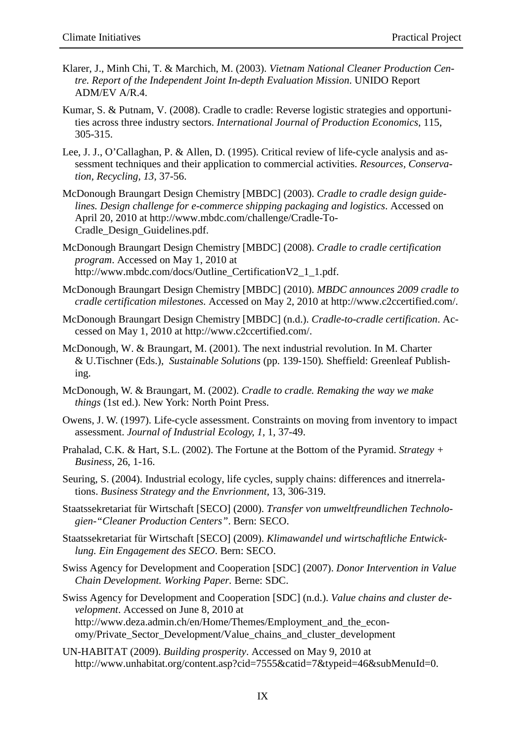Klarer, J., Minh Chi, T. & Marchich, M. (2003). *Vietnam National Cleaner Production Centre. Report of the Independent Joint In-depth Evaluation Mission*. UNIDO Report ADM/EV A/R.4.

Kumar, S. & Putnam, V. (2008). Cradle to cradle: Reverse logistic strategies and opportunities across three industry sectors. *International Journal of Production Economics*, 115, 305-315.

Lee, J. J., O'Callaghan, P. & Allen, D. (1995). Critical review of life-cycle analysis and assessment techniques and their application to commercial activities. *Resources, Conservation, Recycling, 13*, 37-56.

McDonough Braungart Design Chemistry [MBDC] (2003). *Cradle to cradle design guidelines. Design challenge for e-commerce shipping packaging and logistics*. Accessed on April 20, 2010 at http://www.mbdc.com/challenge/Cradle-To-Cradle_Design_Guidelines.pdf.

McDonough Braungart Design Chemistry [MBDC] (2008). *Cradle to cradle certification program*. Accessed on May 1, 2010 at http://www.mbdc.com/docs/Outline_CertificationV2_1_1.pdf.

McDonough Braungart Design Chemistry [MBDC] (2010). *MBDC announces 2009 cradle to cradle certification milestones.* Accessed on May 2, 2010 at http://www.c2ccertified.com/.

McDonough Braungart Design Chemistry [MBDC] (n.d.). *Cradle-to-cradle certification*. Accessed on May 1, 2010 at http://www.c2ccertified.com/.

McDonough, W. & Braungart, M. (2001). The next industrial revolution. In M. Charter & U.Tischner (Eds.), *Sustainable Solutions* (pp. 139-150)*.* Sheffield: Greenleaf Publishing.

McDonough, W. & Braungart, M. (2002). *Cradle to cradle. Remaking the way we make things* (1st ed.). New York: North Point Press.

Owens, J. W. (1997). Life-cycle assessment. Constraints on moving from inventory to impact assessment. *Journal of Industrial Ecology, 1*, 1, 37-49.

Prahalad, C.K. & Hart, S.L. (2002). The Fortune at the Bottom of the Pyramid. *Strategy + Business*, 26, 1-16.

Seuring, S. (2004). Industrial ecology, life cycles, supply chains: differences and itnerrelations. *Business Strategy and the Envrionment*, 13, 306-319.

Staatssekretariat für Wirtschaft [SECO] (2000). *Transfer von umweltfreundlichen Technologien-"Cleaner Production Centers"*. Bern: SECO.

Staatssekretariat für Wirtschaft [SECO] (2009). *Klimawandel und wirtschaftliche Entwicklung. Ein Engagement des SECO*. Bern: SECO.

Swiss Agency for Development and Cooperation [SDC] (2007). *Donor Intervention in Value Chain Development. Working Paper.* Berne: SDC.

Swiss Agency for Development and Cooperation [SDC] (n.d.). *Value chains and cluster development*. Accessed on June 8, 2010 at http://www.deza.admin.ch/en/Home/Themes/Employment_and_the_economy/Private_Sector_Development/Value_chains_and_cluster_development

UN-HABITAT (2009). *Building prosperity*. Accessed on May 9, 2010 at http://www.unhabitat.org/content.asp?cid=7555&catid=7&typeid=46&subMenuId=0.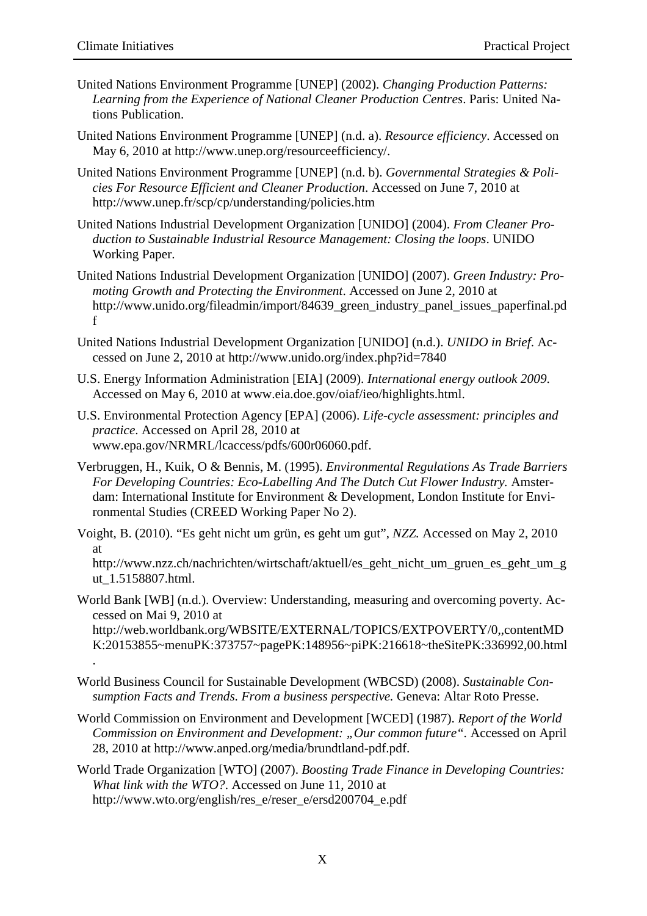United Nations Environment Programme [UNEP] (2002). *Changing Production Patterns: Learning from the Experience of National Cleaner Production Centres*. Paris: United Nations Publication.

United Nations Environment Programme [UNEP] (n.d. a). *Resource efficiency*. Accessed on May 6, 2010 at http://www.unep.org/resourceefficiency/.

United Nations Environment Programme [UNEP] (n.d. b). *Governmental Strategies & Policies For Resource Efficient and Cleaner Production*. Accessed on June 7, 2010 at http://www.unep.fr/scp/cp/understanding/policies.htm

United Nations Industrial Development Organization [UNIDO] (2004). *From Cleaner Production to Sustainable Industrial Resource Management: Closing the loops*. UNIDO Working Paper.

United Nations Industrial Development Organization [UNIDO] (2007). *Green Industry: Promoting Growth and Protecting the Environment*. Accessed on June 2, 2010 at http://www.unido.org/fileadmin/import/84639_green_industry_panel_issues_paperfinal.pdf

United Nations Industrial Development Organization [UNIDO] (n.d.). *UNIDO in Brief*. Accessed on June 2, 2010 at http://www.unido.org/index.php?id=7840

U.S. Energy Information Administration [EIA] (2009). *International energy outlook 2009*. Accessed on May 6, 2010 at www.eia.doe.gov/oiaf/ieo/highlights.html.

U.S. Environmental Protection Agency [EPA] (2006). *Life-cycle assessment: principles and practice*. Accessed on April 28, 2010 at www.epa.gov/NRMRL/lcaccess/pdfs/600r06060.pdf.

Verbruggen, H., Kuik, O & Bennis, M. (1995). *Environmental Regulations As Trade Barriers For Developing Countries: Eco-Labelling And The Dutch Cut Flower Industry.* Amsterdam: International Institute for Environment & Development, London Institute for Environmental Studies (CREED Working Paper No 2).

Voight, B. (2010). "Es geht nicht um grün, es geht um gut", *NZZ.* Accessed on May 2, 2010 at http://www.nzz.ch/nachrichten/wirtschaft/aktuell/es_geht_nicht_um_gruen_es_geht_um_gut_1.5158807.html.

World Bank [WB] (n.d.). Overview: Understanding, measuring and overcoming poverty. Accessed on Mai 9, 2010 at http://web.worldbank.org/WBSITE/EXTERNAL/TOPICS/EXTPOVERTY/0,,contentMDK:20153855~menuPK:373757~pagePK:148956~piPK:216618~theSitePK:336992,00.html.

World Business Council for Sustainable Development (WBCSD) (2008). *Sustainable Consumption Facts and Trends. From a business perspective.* Geneva: Altar Roto Presse.

World Commission on Environment and Development [WCED] (1987). *Report of the World Commission on Environment and Development: „Our common future".* Accessed on April 28, 2010 at http://www.anped.org/media/brundtland-pdf.pdf.

World Trade Organization [WTO] (2007). *Boosting Trade Finance in Developing Countries: What link with the WTO?*. Accessed on June 11, 2010 at http://www.wto.org/english/res_e/reser_e/ersd200704_e.pdf